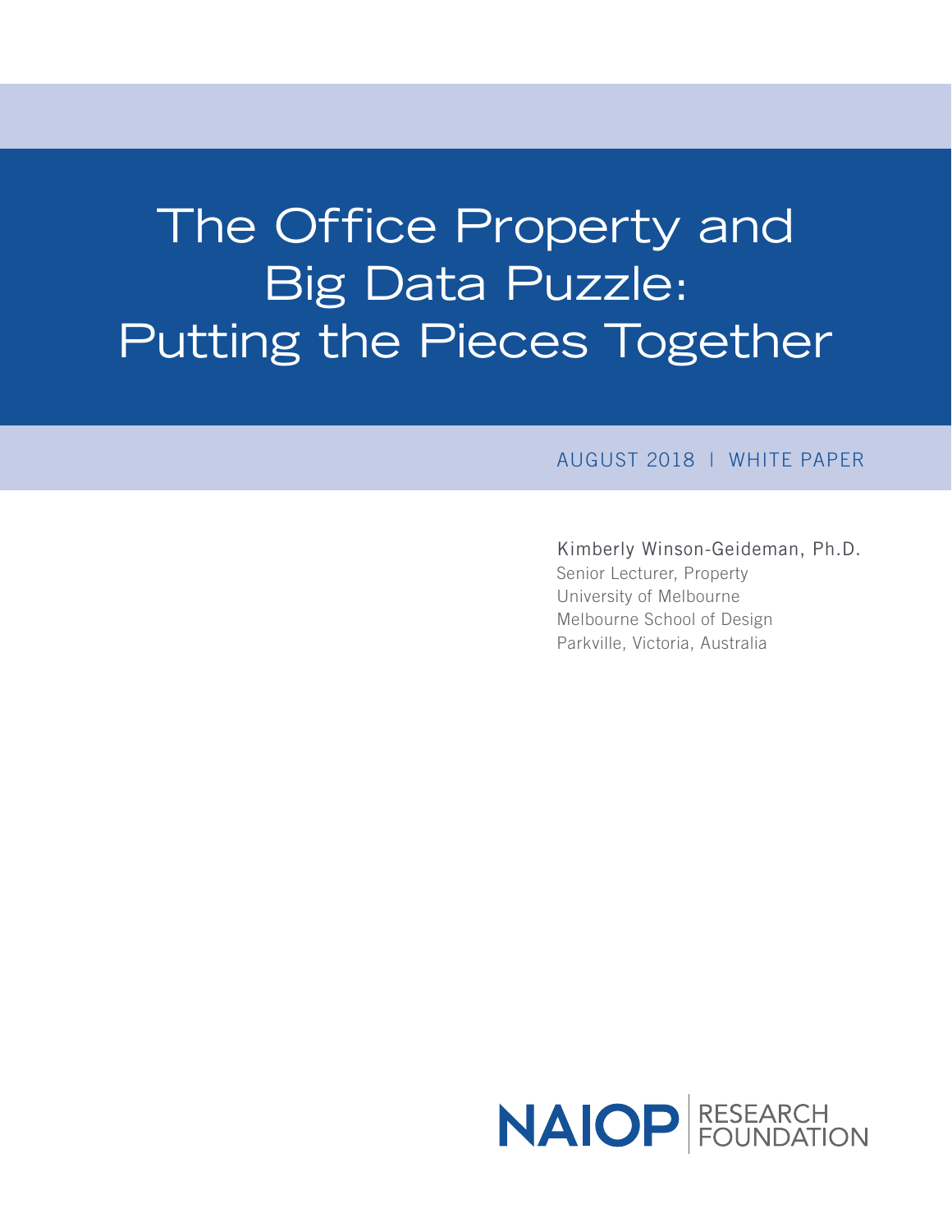# The Office Property and Big Data Puzzle: Putting the Pieces Together

AUGUST 2018 | WHITE PAPER

Kimberly Winson-Geideman, Ph.D.
Senior Lecturer, Property
University of Melbourne
Melbourne School of Design
Parkville, Victoria, Australia

NAIOP RESEARCH FOUNDATION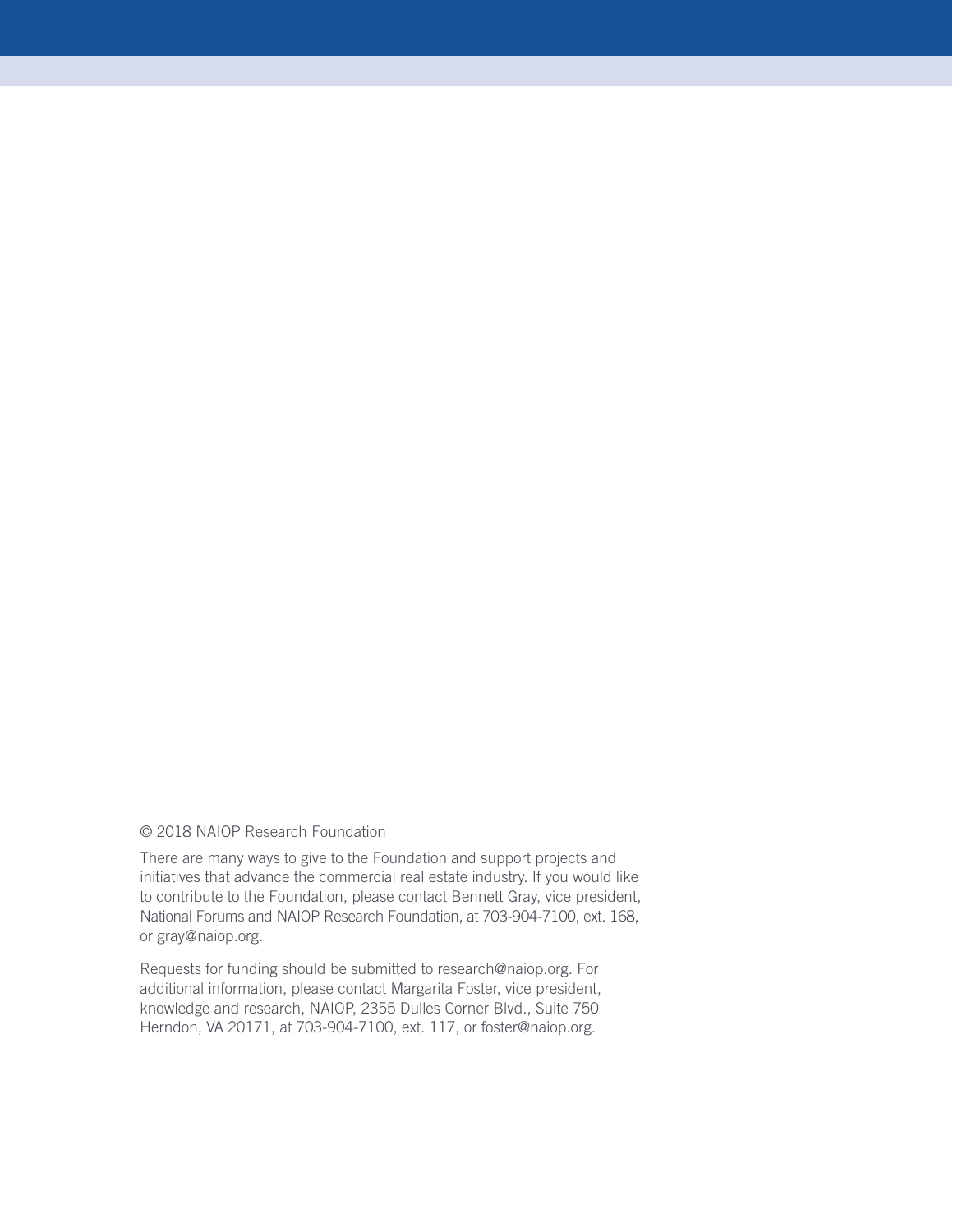© 2018 NAIOP Research Foundation

There are many ways to give to the Foundation and support projects and initiatives that advance the commercial real estate industry. If you would like to contribute to the Foundation, please contact Bennett Gray, vice president, National Forums and NAIOP Research Foundation, at 703-904-7100, ext. 168, or gray@naiop.org.

Requests for funding should be submitted to research@naiop.org. For additional information, please contact Margarita Foster, vice president, knowledge and research, NAIOP, 2355 Dulles Corner Blvd., Suite 750 Herndon, VA 20171, at 703-904-7100, ext. 117, or foster@naiop.org.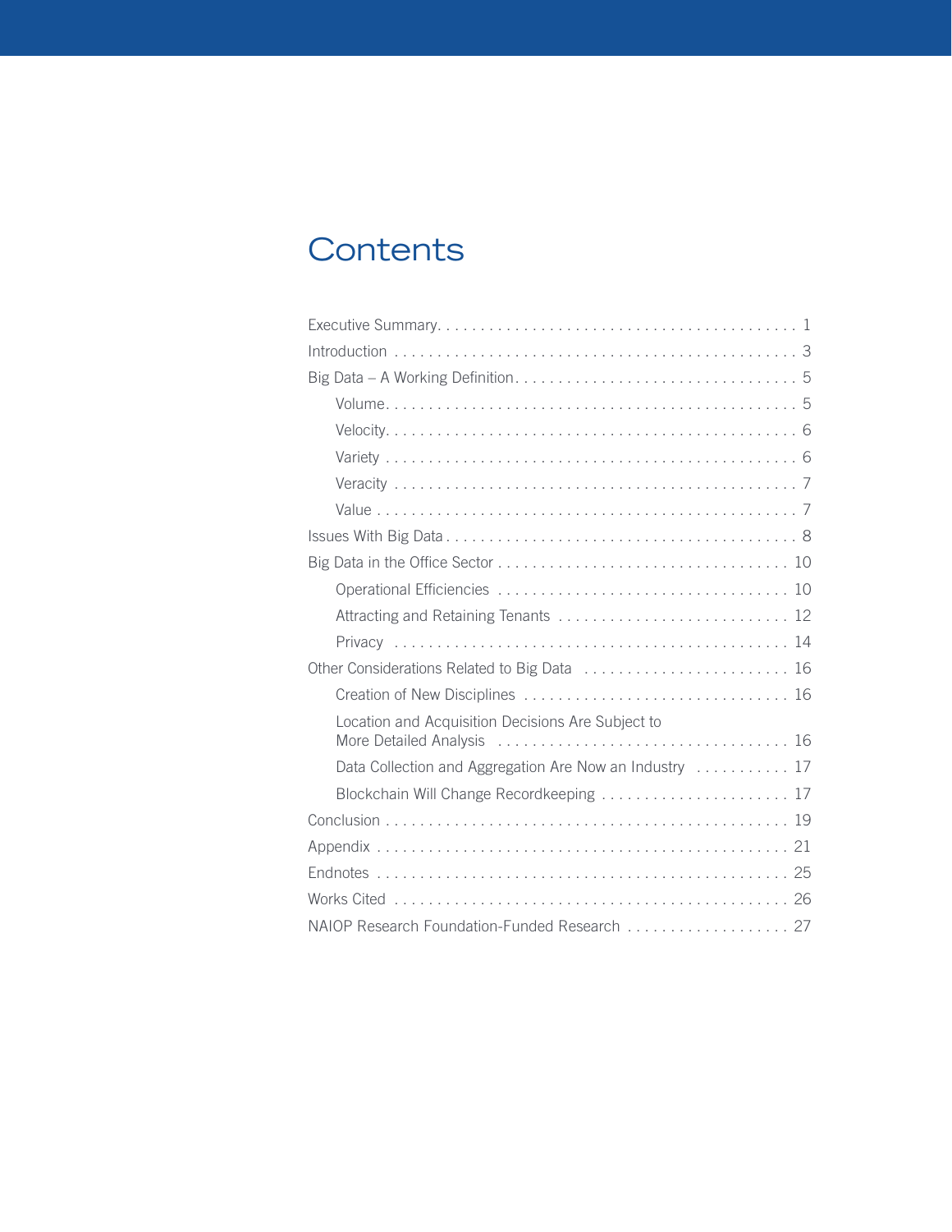# Contents

- Executive Summary . . . . . 1
- Introduction . . . . . 3
- Big Data – A Working Definition . . . . . 5
  - Volume . . . . . 5
  - Velocity . . . . . 6
  - Variety . . . . . 6
  - Veracity . . . . . 7
  - Value . . . . . 7
- Issues With Big Data . . . . . 8
- Big Data in the Office Sector . . . . . 10
  - Operational Efficiencies . . . . . 10
  - Attracting and Retaining Tenants . . . . . 12
  - Privacy . . . . . 14
- Other Considerations Related to Big Data . . . . . 16
  - Creation of New Disciplines . . . . . 16
  - Location and Acquisition Decisions Are Subject to More Detailed Analysis . . . . . 16
  - Data Collection and Aggregation Are Now an Industry . . . . . 17
  - Blockchain Will Change Recordkeeping . . . . . 17
- Conclusion . . . . . 19
- Appendix . . . . . 21
- Endnotes . . . . . 25
- Works Cited . . . . . 26
- NAIOP Research Foundation-Funded Research . . . . . 27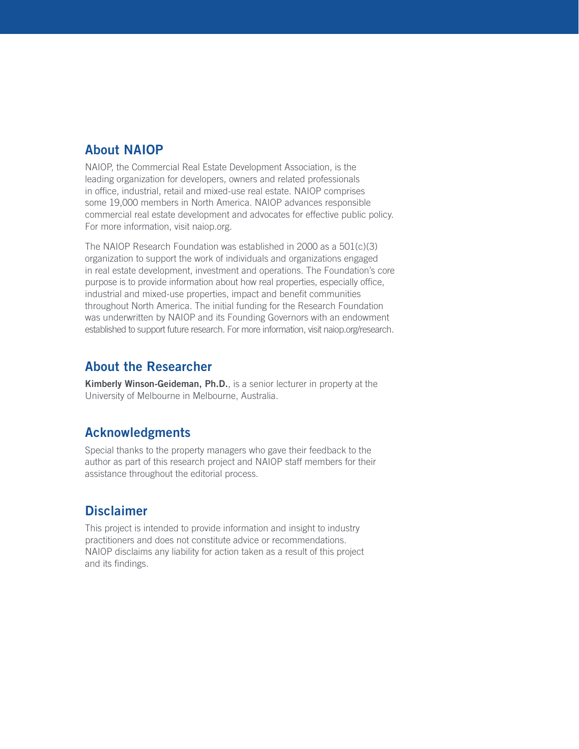## About NAIOP

NAIOP, the Commercial Real Estate Development Association, is the leading organization for developers, owners and related professionals in office, industrial, retail and mixed-use real estate. NAIOP comprises some 19,000 members in North America. NAIOP advances responsible commercial real estate development and advocates for effective public policy. For more information, visit naiop.org.

The NAIOP Research Foundation was established in 2000 as a 501(c)(3) organization to support the work of individuals and organizations engaged in real estate development, investment and operations. The Foundation's core purpose is to provide information about how real properties, especially office, industrial and mixed-use properties, impact and benefit communities throughout North America. The initial funding for the Research Foundation was underwritten by NAIOP and its Founding Governors with an endowment established to support future research. For more information, visit naiop.org/research.

## About the Researcher

**Kimberly Winson-Geideman, Ph.D.**, is a senior lecturer in property at the University of Melbourne in Melbourne, Australia.

## Acknowledgments

Special thanks to the property managers who gave their feedback to the author as part of this research project and NAIOP staff members for their assistance throughout the editorial process.

## Disclaimer

This project is intended to provide information and insight to industry practitioners and does not constitute advice or recommendations. NAIOP disclaims any liability for action taken as a result of this project and its findings.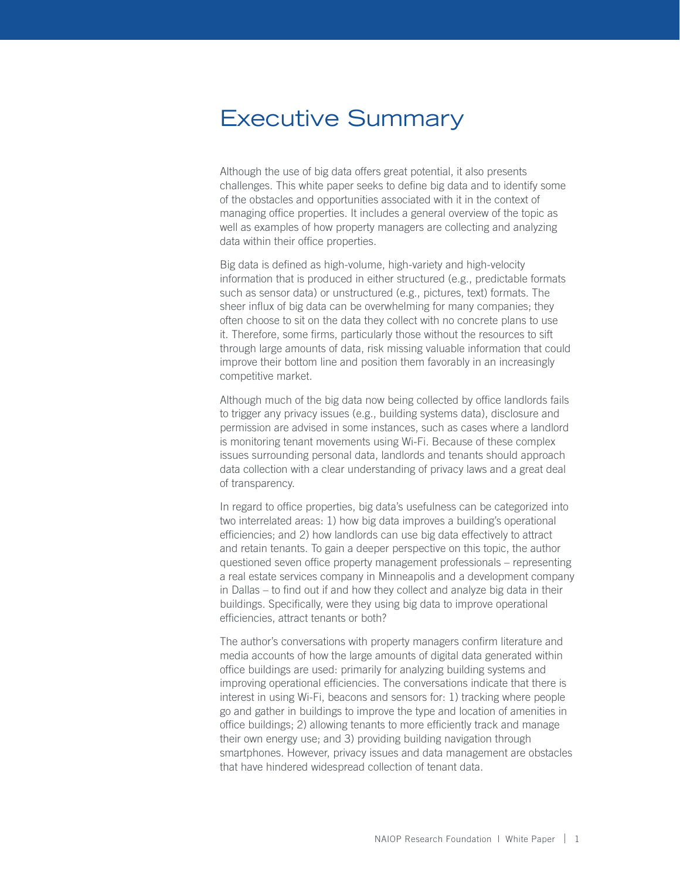# Executive Summary

Although the use of big data offers great potential, it also presents challenges. This white paper seeks to define big data and to identify some of the obstacles and opportunities associated with it in the context of managing office properties. It includes a general overview of the topic as well as examples of how property managers are collecting and analyzing data within their office properties.

Big data is defined as high-volume, high-variety and high-velocity information that is produced in either structured (e.g., predictable formats such as sensor data) or unstructured (e.g., pictures, text) formats. The sheer influx of big data can be overwhelming for many companies; they often choose to sit on the data they collect with no concrete plans to use it. Therefore, some firms, particularly those without the resources to sift through large amounts of data, risk missing valuable information that could improve their bottom line and position them favorably in an increasingly competitive market.

Although much of the big data now being collected by office landlords fails to trigger any privacy issues (e.g., building systems data), disclosure and permission are advised in some instances, such as cases where a landlord is monitoring tenant movements using Wi-Fi. Because of these complex issues surrounding personal data, landlords and tenants should approach data collection with a clear understanding of privacy laws and a great deal of transparency.

In regard to office properties, big data's usefulness can be categorized into two interrelated areas: 1) how big data improves a building's operational efficiencies; and 2) how landlords can use big data effectively to attract and retain tenants. To gain a deeper perspective on this topic, the author questioned seven office property management professionals – representing a real estate services company in Minneapolis and a development company in Dallas – to find out if and how they collect and analyze big data in their buildings. Specifically, were they using big data to improve operational efficiencies, attract tenants or both?

The author's conversations with property managers confirm literature and media accounts of how the large amounts of digital data generated within office buildings are used: primarily for analyzing building systems and improving operational efficiencies. The conversations indicate that there is interest in using Wi-Fi, beacons and sensors for: 1) tracking where people go and gather in buildings to improve the type and location of amenities in office buildings; 2) allowing tenants to more efficiently track and manage their own energy use; and 3) providing building navigation through smartphones. However, privacy issues and data management are obstacles that have hindered widespread collection of tenant data.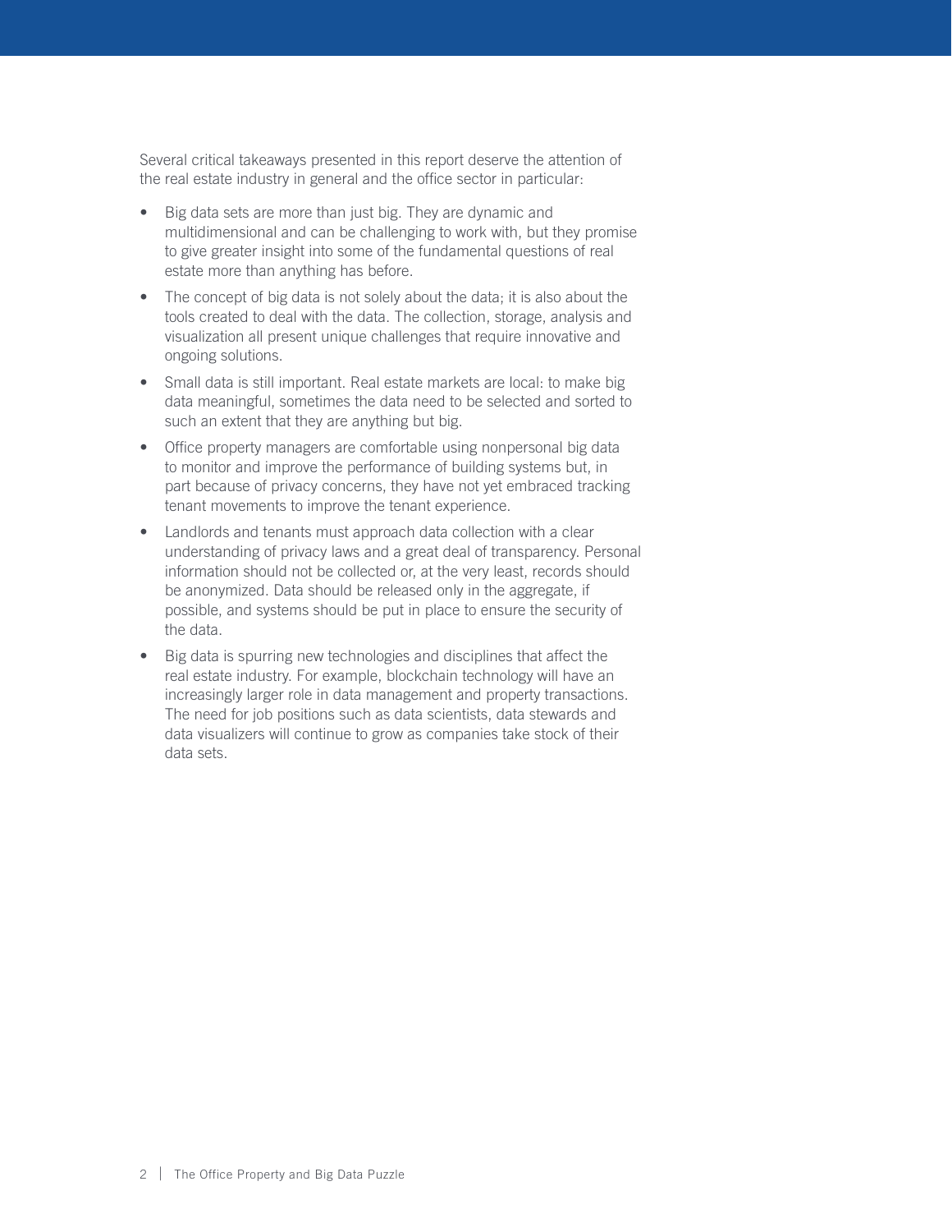Several critical takeaways presented in this report deserve the attention of the real estate industry in general and the office sector in particular:

- Big data sets are more than just big. They are dynamic and multidimensional and can be challenging to work with, but they promise to give greater insight into some of the fundamental questions of real estate more than anything has before.
- The concept of big data is not solely about the data; it is also about the tools created to deal with the data. The collection, storage, analysis and visualization all present unique challenges that require innovative and ongoing solutions.
- Small data is still important. Real estate markets are local: to make big data meaningful, sometimes the data need to be selected and sorted to such an extent that they are anything but big.
- Office property managers are comfortable using nonpersonal big data to monitor and improve the performance of building systems but, in part because of privacy concerns, they have not yet embraced tracking tenant movements to improve the tenant experience.
- Landlords and tenants must approach data collection with a clear understanding of privacy laws and a great deal of transparency. Personal information should not be collected or, at the very least, records should be anonymized. Data should be released only in the aggregate, if possible, and systems should be put in place to ensure the security of the data.
- Big data is spurring new technologies and disciplines that affect the real estate industry. For example, blockchain technology will have an increasingly larger role in data management and property transactions. The need for job positions such as data scientists, data stewards and data visualizers will continue to grow as companies take stock of their data sets.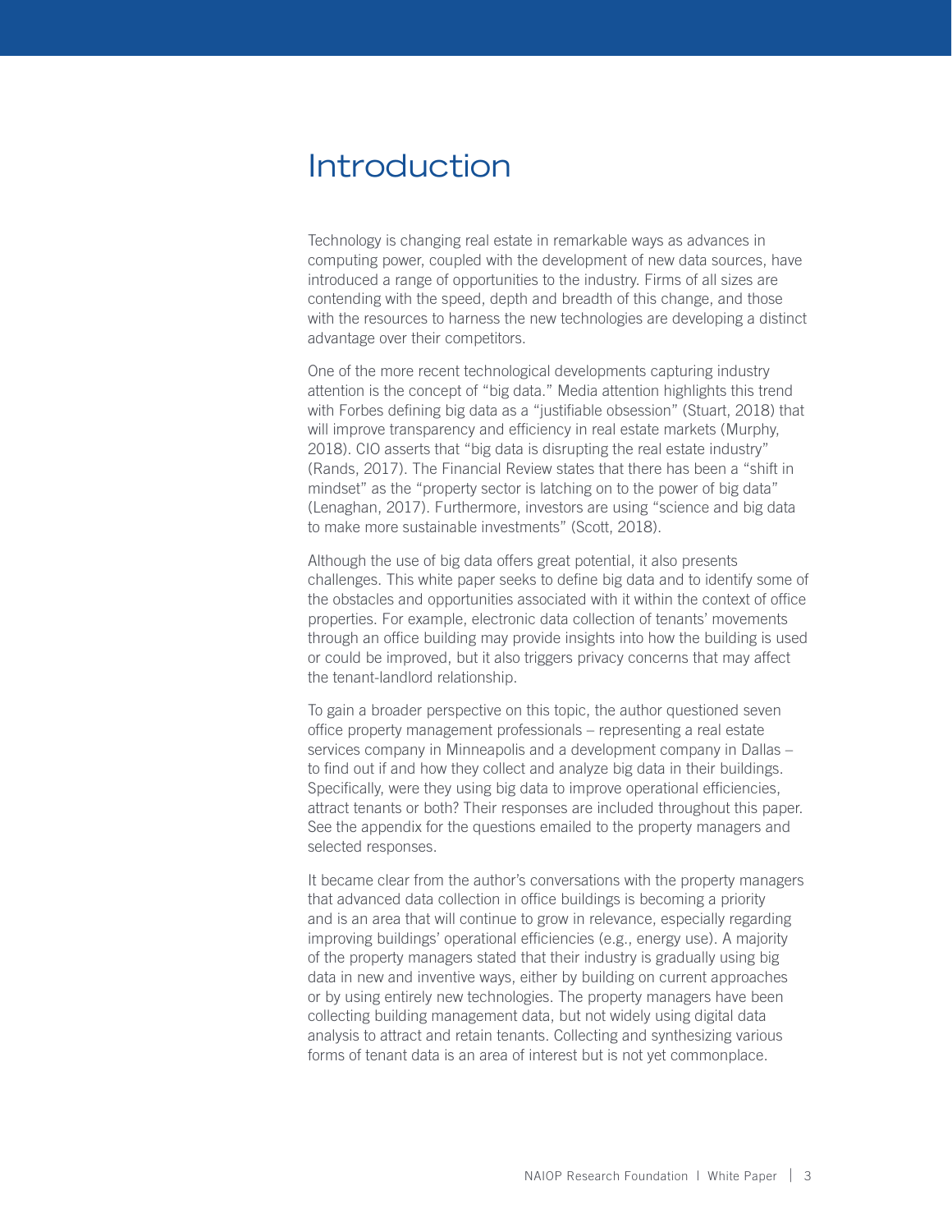# Introduction

Technology is changing real estate in remarkable ways as advances in computing power, coupled with the development of new data sources, have introduced a range of opportunities to the industry. Firms of all sizes are contending with the speed, depth and breadth of this change, and those with the resources to harness the new technologies are developing a distinct advantage over their competitors.

One of the more recent technological developments capturing industry attention is the concept of "big data." Media attention highlights this trend with Forbes defining big data as a "justifiable obsession" (Stuart, 2018) that will improve transparency and efficiency in real estate markets (Murphy, 2018). CIO asserts that "big data is disrupting the real estate industry" (Rands, 2017). The Financial Review states that there has been a "shift in mindset" as the "property sector is latching on to the power of big data" (Lenaghan, 2017). Furthermore, investors are using "science and big data to make more sustainable investments" (Scott, 2018).

Although the use of big data offers great potential, it also presents challenges. This white paper seeks to define big data and to identify some of the obstacles and opportunities associated with it within the context of office properties. For example, electronic data collection of tenants' movements through an office building may provide insights into how the building is used or could be improved, but it also triggers privacy concerns that may affect the tenant-landlord relationship.

To gain a broader perspective on this topic, the author questioned seven office property management professionals – representing a real estate services company in Minneapolis and a development company in Dallas – to find out if and how they collect and analyze big data in their buildings. Specifically, were they using big data to improve operational efficiencies, attract tenants or both? Their responses are included throughout this paper. See the appendix for the questions emailed to the property managers and selected responses.

It became clear from the author's conversations with the property managers that advanced data collection in office buildings is becoming a priority and is an area that will continue to grow in relevance, especially regarding improving buildings' operational efficiencies (e.g., energy use). A majority of the property managers stated that their industry is gradually using big data in new and inventive ways, either by building on current approaches or by using entirely new technologies. The property managers have been collecting building management data, but not widely using digital data analysis to attract and retain tenants. Collecting and synthesizing various forms of tenant data is an area of interest but is not yet commonplace.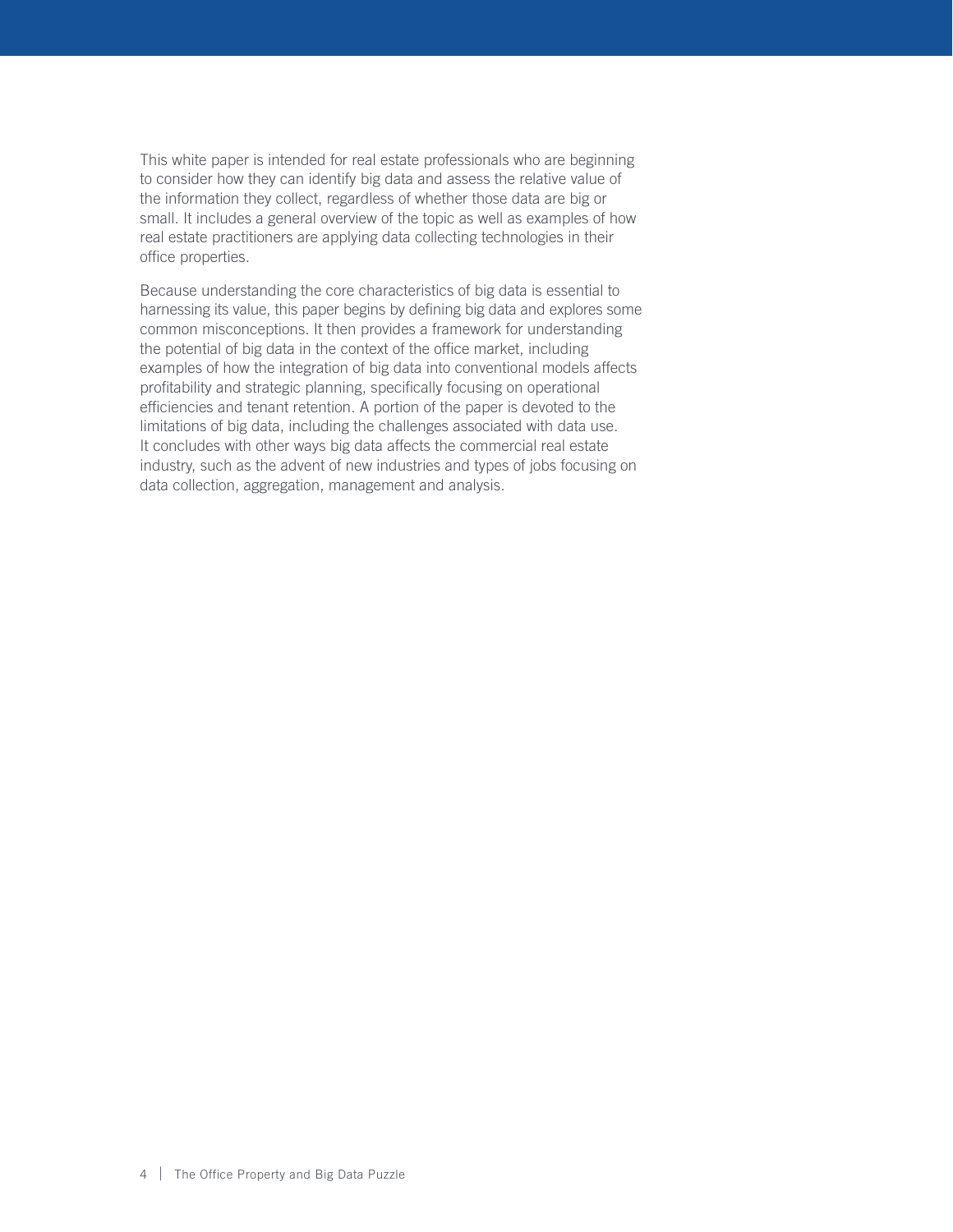This white paper is intended for real estate professionals who are beginning to consider how they can identify big data and assess the relative value of the information they collect, regardless of whether those data are big or small. It includes a general overview of the topic as well as examples of how real estate practitioners are applying data collecting technologies in their office properties.

Because understanding the core characteristics of big data is essential to harnessing its value, this paper begins by defining big data and explores some common misconceptions. It then provides a framework for understanding the potential of big data in the context of the office market, including examples of how the integration of big data into conventional models affects profitability and strategic planning, specifically focusing on operational efficiencies and tenant retention. A portion of the paper is devoted to the limitations of big data, including the challenges associated with data use. It concludes with other ways big data affects the commercial real estate industry, such as the advent of new industries and types of jobs focusing on data collection, aggregation, management and analysis.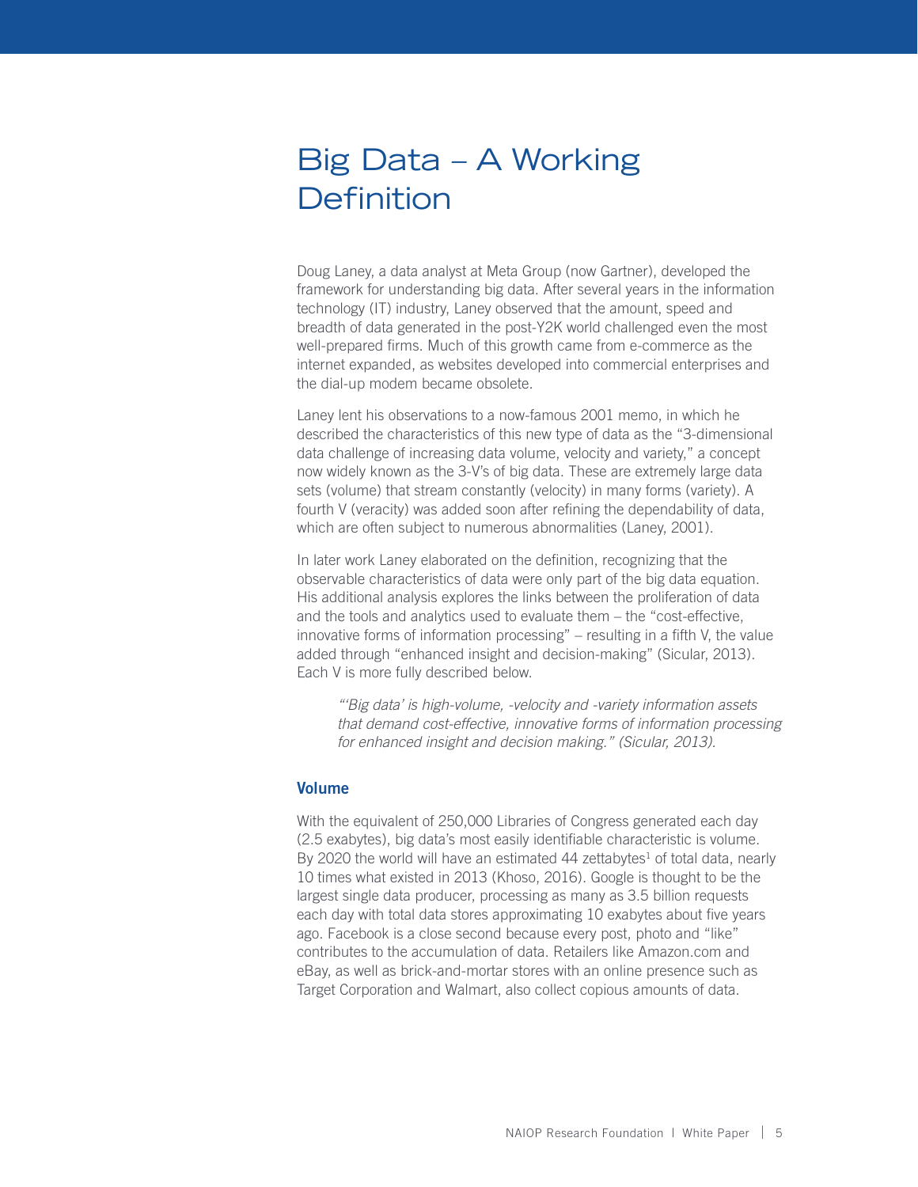# Big Data – A Working Definition

Doug Laney, a data analyst at Meta Group (now Gartner), developed the framework for understanding big data. After several years in the information technology (IT) industry, Laney observed that the amount, speed and breadth of data generated in the post-Y2K world challenged even the most well-prepared firms. Much of this growth came from e-commerce as the internet expanded, as websites developed into commercial enterprises and the dial-up modem became obsolete.

Laney lent his observations to a now-famous 2001 memo, in which he described the characteristics of this new type of data as the "3-dimensional data challenge of increasing data volume, velocity and variety," a concept now widely known as the 3-V's of big data. These are extremely large data sets (volume) that stream constantly (velocity) in many forms (variety). A fourth V (veracity) was added soon after refining the dependability of data, which are often subject to numerous abnormalities (Laney, 2001).

In later work Laney elaborated on the definition, recognizing that the observable characteristics of data were only part of the big data equation. His additional analysis explores the links between the proliferation of data and the tools and analytics used to evaluate them – the "cost-effective, innovative forms of information processing" – resulting in a fifth V, the value added through "enhanced insight and decision-making" (Sicular, 2013). Each V is more fully described below.

> *"'Big data' is high-volume, -velocity and -variety information assets that demand cost-effective, innovative forms of information processing for enhanced insight and decision making." (Sicular, 2013).*

### Volume

With the equivalent of 250,000 Libraries of Congress generated each day (2.5 exabytes), big data's most easily identifiable characteristic is volume. By 2020 the world will have an estimated 44 zettabytes[1] of total data, nearly 10 times what existed in 2013 (Khoso, 2016). Google is thought to be the largest single data producer, processing as many as 3.5 billion requests each day with total data stores approximating 10 exabytes about five years ago. Facebook is a close second because every post, photo and "like" contributes to the accumulation of data. Retailers like Amazon.com and eBay, as well as brick-and-mortar stores with an online presence such as Target Corporation and Walmart, also collect copious amounts of data.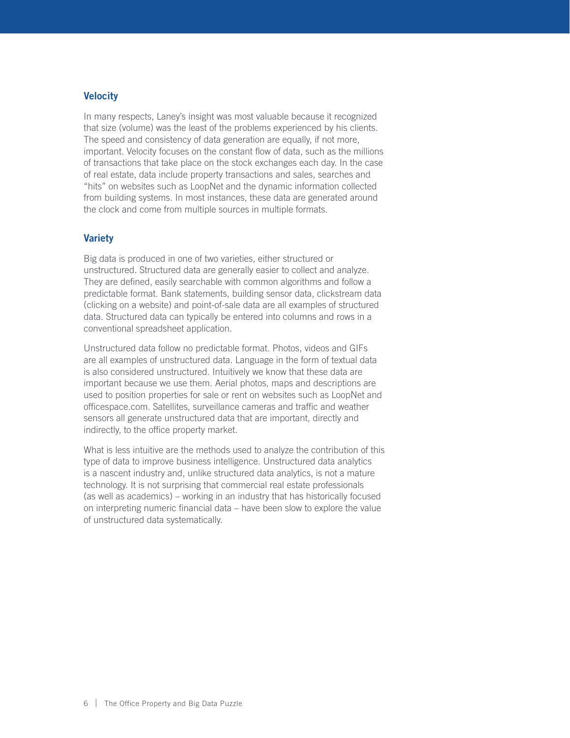### Velocity

In many respects, Laney's insight was most valuable because it recognized that size (volume) was the least of the problems experienced by his clients. The speed and consistency of data generation are equally, if not more, important. Velocity focuses on the constant flow of data, such as the millions of transactions that take place on the stock exchanges each day. In the case of real estate, data include property transactions and sales, searches and "hits" on websites such as LoopNet and the dynamic information collected from building systems. In most instances, these data are generated around the clock and come from multiple sources in multiple formats.

### Variety

Big data is produced in one of two varieties, either structured or unstructured. Structured data are generally easier to collect and analyze. They are defined, easily searchable with common algorithms and follow a predictable format. Bank statements, building sensor data, clickstream data (clicking on a website) and point-of-sale data are all examples of structured data. Structured data can typically be entered into columns and rows in a conventional spreadsheet application.

Unstructured data follow no predictable format. Photos, videos and GIFs are all examples of unstructured data. Language in the form of textual data is also considered unstructured. Intuitively we know that these data are important because we use them. Aerial photos, maps and descriptions are used to position properties for sale or rent on websites such as LoopNet and officespace.com. Satellites, surveillance cameras and traffic and weather sensors all generate unstructured data that are important, directly and indirectly, to the office property market.

What is less intuitive are the methods used to analyze the contribution of this type of data to improve business intelligence. Unstructured data analytics is a nascent industry and, unlike structured data analytics, is not a mature technology. It is not surprising that commercial real estate professionals (as well as academics) – working in an industry that has historically focused on interpreting numeric financial data – have been slow to explore the value of unstructured data systematically.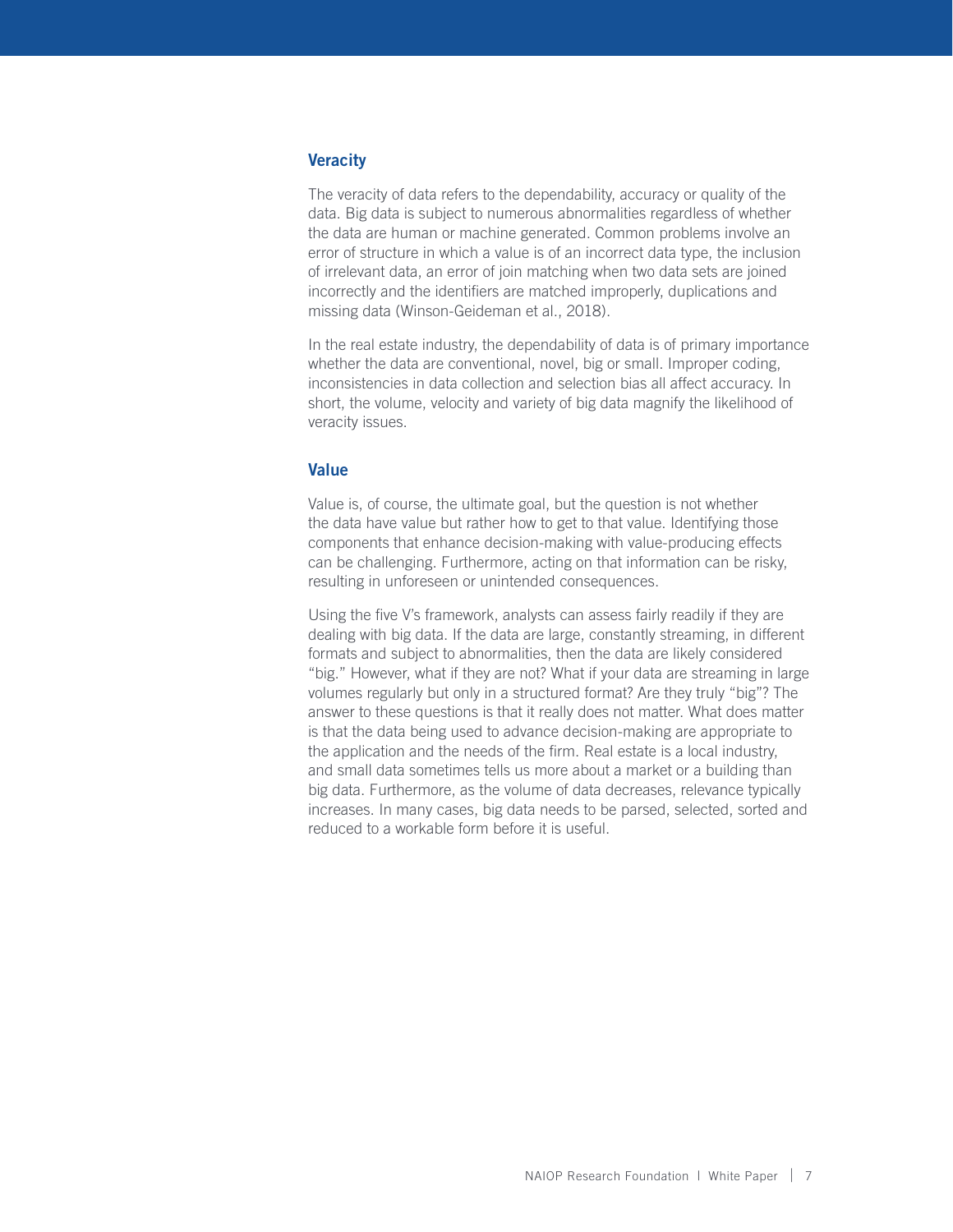### Veracity

The veracity of data refers to the dependability, accuracy or quality of the data. Big data is subject to numerous abnormalities regardless of whether the data are human or machine generated. Common problems involve an error of structure in which a value is of an incorrect data type, the inclusion of irrelevant data, an error of join matching when two data sets are joined incorrectly and the identifiers are matched improperly, duplications and missing data (Winson-Geideman et al., 2018).

In the real estate industry, the dependability of data is of primary importance whether the data are conventional, novel, big or small. Improper coding, inconsistencies in data collection and selection bias all affect accuracy. In short, the volume, velocity and variety of big data magnify the likelihood of veracity issues.

### Value

Value is, of course, the ultimate goal, but the question is not whether the data have value but rather how to get to that value. Identifying those components that enhance decision-making with value-producing effects can be challenging. Furthermore, acting on that information can be risky, resulting in unforeseen or unintended consequences.

Using the five V's framework, analysts can assess fairly readily if they are dealing with big data. If the data are large, constantly streaming, in different formats and subject to abnormalities, then the data are likely considered "big." However, what if they are not? What if your data are streaming in large volumes regularly but only in a structured format? Are they truly "big"? The answer to these questions is that it really does not matter. What does matter is that the data being used to advance decision-making are appropriate to the application and the needs of the firm. Real estate is a local industry, and small data sometimes tells us more about a market or a building than big data. Furthermore, as the volume of data decreases, relevance typically increases. In many cases, big data needs to be parsed, selected, sorted and reduced to a workable form before it is useful.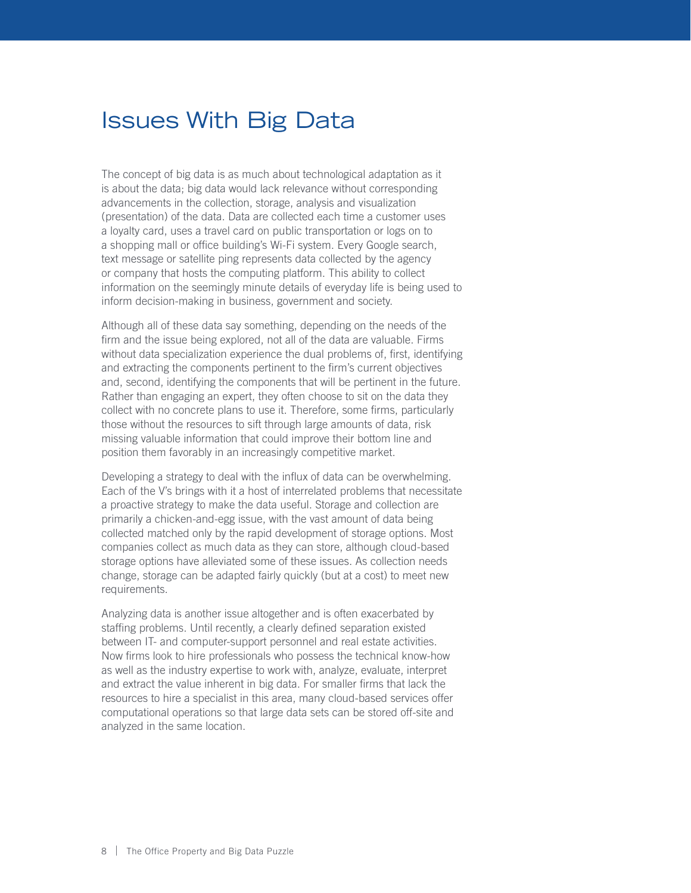# Issues With Big Data

The concept of big data is as much about technological adaptation as it is about the data; big data would lack relevance without corresponding advancements in the collection, storage, analysis and visualization (presentation) of the data. Data are collected each time a customer uses a loyalty card, uses a travel card on public transportation or logs on to a shopping mall or office building's Wi-Fi system. Every Google search, text message or satellite ping represents data collected by the agency or company that hosts the computing platform. This ability to collect information on the seemingly minute details of everyday life is being used to inform decision-making in business, government and society.

Although all of these data say something, depending on the needs of the firm and the issue being explored, not all of the data are valuable. Firms without data specialization experience the dual problems of, first, identifying and extracting the components pertinent to the firm's current objectives and, second, identifying the components that will be pertinent in the future. Rather than engaging an expert, they often choose to sit on the data they collect with no concrete plans to use it. Therefore, some firms, particularly those without the resources to sift through large amounts of data, risk missing valuable information that could improve their bottom line and position them favorably in an increasingly competitive market.

Developing a strategy to deal with the influx of data can be overwhelming. Each of the V's brings with it a host of interrelated problems that necessitate a proactive strategy to make the data useful. Storage and collection are primarily a chicken-and-egg issue, with the vast amount of data being collected matched only by the rapid development of storage options. Most companies collect as much data as they can store, although cloud-based storage options have alleviated some of these issues. As collection needs change, storage can be adapted fairly quickly (but at a cost) to meet new requirements.

Analyzing data is another issue altogether and is often exacerbated by staffing problems. Until recently, a clearly defined separation existed between IT- and computer-support personnel and real estate activities. Now firms look to hire professionals who possess the technical know-how as well as the industry expertise to work with, analyze, evaluate, interpret and extract the value inherent in big data. For smaller firms that lack the resources to hire a specialist in this area, many cloud-based services offer computational operations so that large data sets can be stored off-site and analyzed in the same location.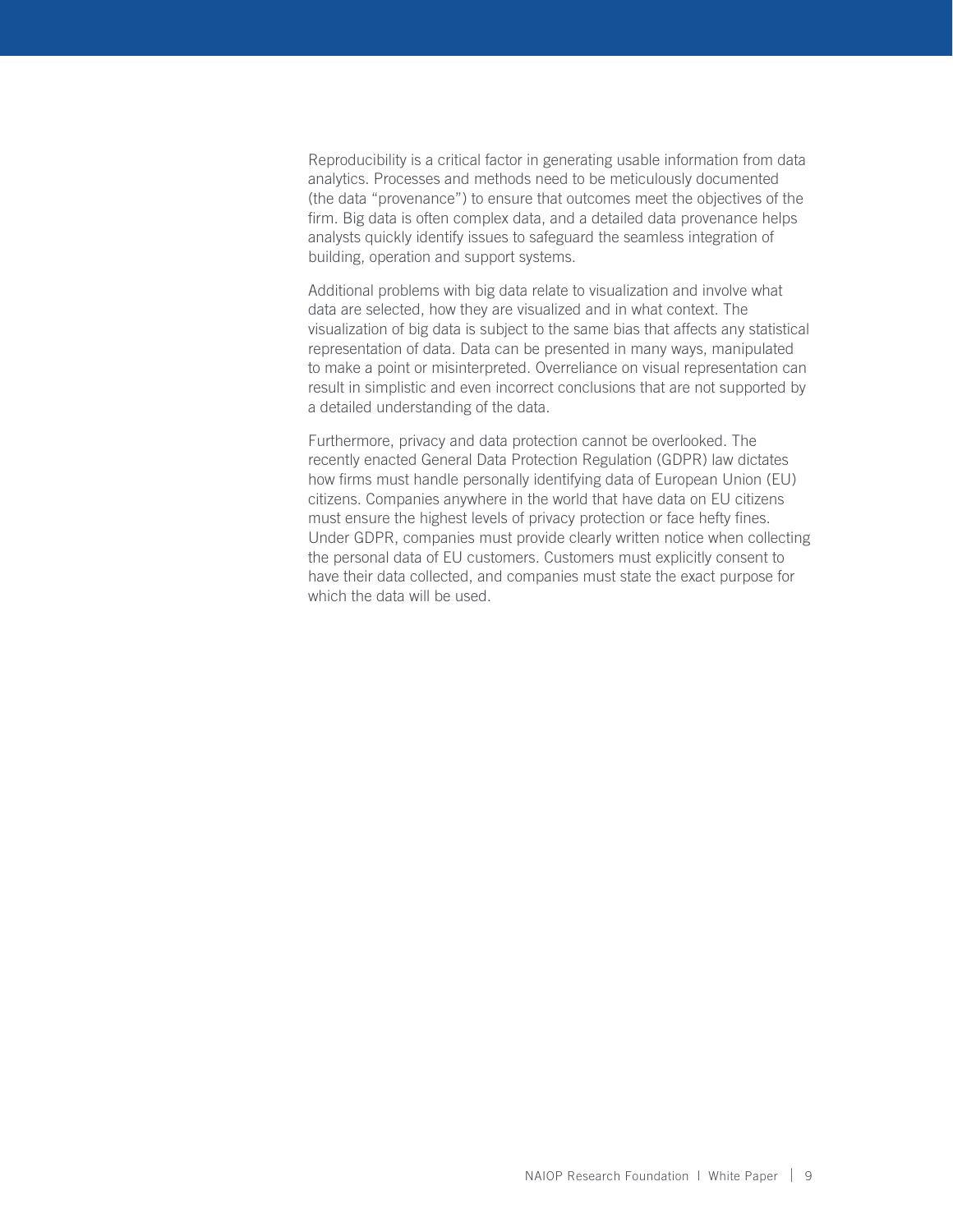Reproducibility is a critical factor in generating usable information from data analytics. Processes and methods need to be meticulously documented (the data "provenance") to ensure that outcomes meet the objectives of the firm. Big data is often complex data, and a detailed data provenance helps analysts quickly identify issues to safeguard the seamless integration of building, operation and support systems.

Additional problems with big data relate to visualization and involve what data are selected, how they are visualized and in what context. The visualization of big data is subject to the same bias that affects any statistical representation of data. Data can be presented in many ways, manipulated to make a point or misinterpreted. Overreliance on visual representation can result in simplistic and even incorrect conclusions that are not supported by a detailed understanding of the data.

Furthermore, privacy and data protection cannot be overlooked. The recently enacted General Data Protection Regulation (GDPR) law dictates how firms must handle personally identifying data of European Union (EU) citizens. Companies anywhere in the world that have data on EU citizens must ensure the highest levels of privacy protection or face hefty fines. Under GDPR, companies must provide clearly written notice when collecting the personal data of EU customers. Customers must explicitly consent to have their data collected, and companies must state the exact purpose for which the data will be used.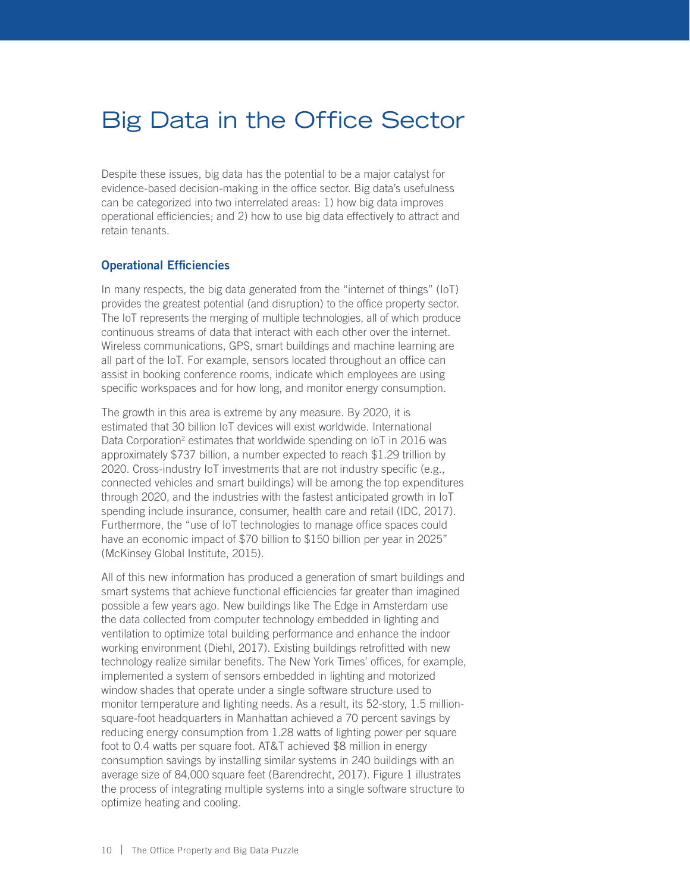# Big Data in the Office Sector

Despite these issues, big data has the potential to be a major catalyst for evidence-based decision-making in the office sector. Big data's usefulness can be categorized into two interrelated areas: 1) how big data improves operational efficiencies; and 2) how to use big data effectively to attract and retain tenants.

### Operational Efficiencies

In many respects, the big data generated from the "internet of things" (IoT) provides the greatest potential (and disruption) to the office property sector. The IoT represents the merging of multiple technologies, all of which produce continuous streams of data that interact with each other over the internet. Wireless communications, GPS, smart buildings and machine learning are all part of the IoT. For example, sensors located throughout an office can assist in booking conference rooms, indicate which employees are using specific workspaces and for how long, and monitor energy consumption.

The growth in this area is extreme by any measure. By 2020, it is estimated that 30 billion IoT devices will exist worldwide. International Data Corporation[2] estimates that worldwide spending on IoT in 2016 was approximately $737 billion, a number expected to reach $1.29 trillion by 2020. Cross-industry IoT investments that are not industry specific (e.g., connected vehicles and smart buildings) will be among the top expenditures through 2020, and the industries with the fastest anticipated growth in IoT spending include insurance, consumer, health care and retail (IDC, 2017). Furthermore, the "use of IoT technologies to manage office spaces could have an economic impact of $70 billion to $150 billion per year in 2025" (McKinsey Global Institute, 2015).

All of this new information has produced a generation of smart buildings and smart systems that achieve functional efficiencies far greater than imagined possible a few years ago. New buildings like The Edge in Amsterdam use the data collected from computer technology embedded in lighting and ventilation to optimize total building performance and enhance the indoor working environment (Diehl, 2017). Existing buildings retrofitted with new technology realize similar benefits. The New York Times' offices, for example, implemented a system of sensors embedded in lighting and motorized window shades that operate under a single software structure used to monitor temperature and lighting needs. As a result, its 52-story, 1.5 million-square-foot headquarters in Manhattan achieved a 70 percent savings by reducing energy consumption from 1.28 watts of lighting power per square foot to 0.4 watts per square foot. AT&T achieved $8 million in energy consumption savings by installing similar systems in 240 buildings with an average size of 84,000 square feet (Barendrecht, 2017). Figure 1 illustrates the process of integrating multiple systems into a single software structure to optimize heating and cooling.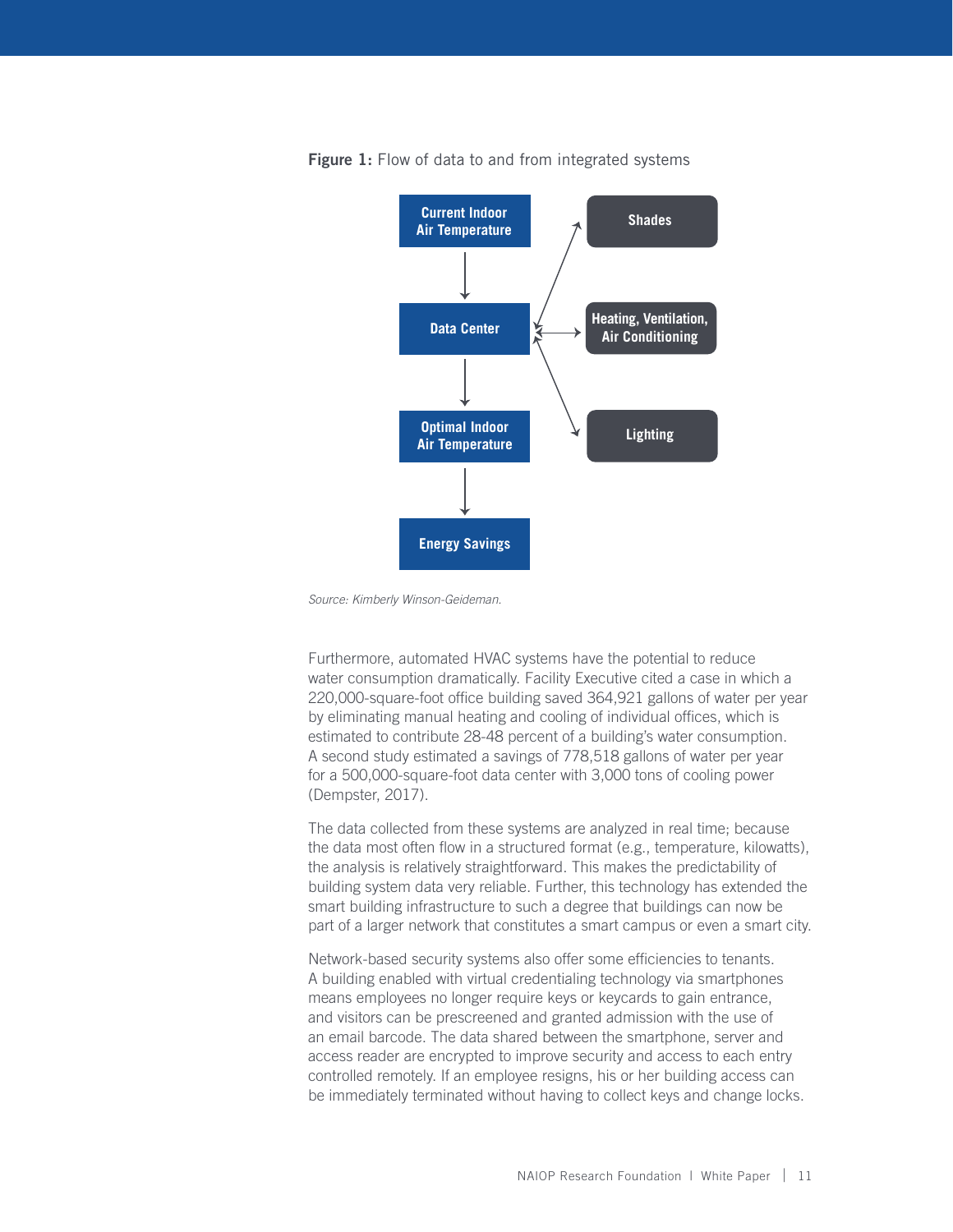**Figure 1:** Flow of data to and from integrated systems

Current Indoor Air Temperature

Data Center

Optimal Indoor Air Temperature

Energy Savings

Shades

Heating, Ventilation, Air Conditioning

Lighting

*Source: Kimberly Winson-Geideman.*

Furthermore, automated HVAC systems have the potential to reduce water consumption dramatically. Facility Executive cited a case in which a 220,000-square-foot office building saved 364,921 gallons of water per year by eliminating manual heating and cooling of individual offices, which is estimated to contribute 28-48 percent of a building's water consumption. A second study estimated a savings of 778,518 gallons of water per year for a 500,000-square-foot data center with 3,000 tons of cooling power (Dempster, 2017).

The data collected from these systems are analyzed in real time; because the data most often flow in a structured format (e.g., temperature, kilowatts), the analysis is relatively straightforward. This makes the predictability of building system data very reliable. Further, this technology has extended the smart building infrastructure to such a degree that buildings can now be part of a larger network that constitutes a smart campus or even a smart city.

Network-based security systems also offer some efficiencies to tenants. A building enabled with virtual credentialing technology via smartphones means employees no longer require keys or keycards to gain entrance, and visitors can be prescreened and granted admission with the use of an email barcode. The data shared between the smartphone, server and access reader are encrypted to improve security and access to each entry controlled remotely. If an employee resigns, his or her building access can be immediately terminated without having to collect keys and change locks.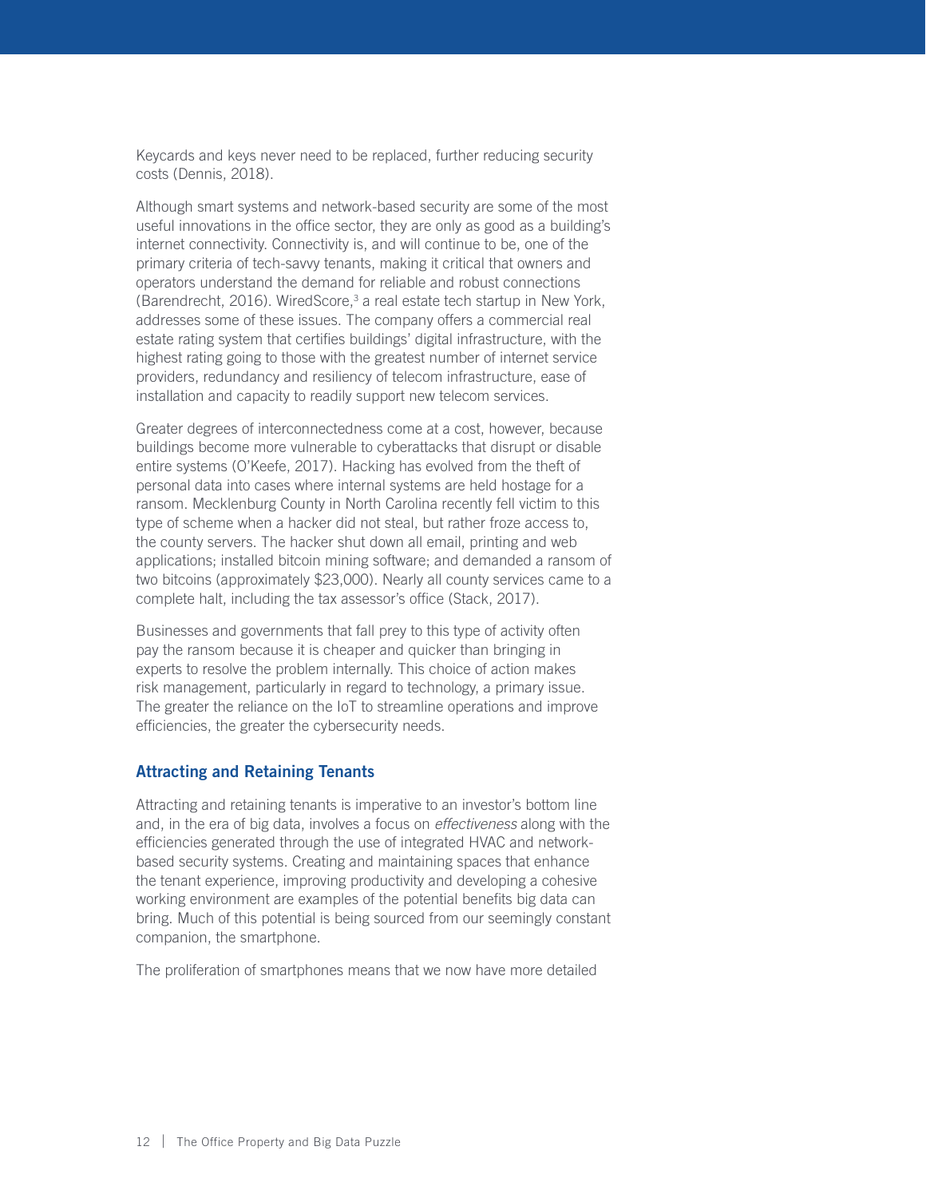Keycards and keys never need to be replaced, further reducing security costs (Dennis, 2018).

Although smart systems and network-based security are some of the most useful innovations in the office sector, they are only as good as a building's internet connectivity. Connectivity is, and will continue to be, one of the primary criteria of tech-savvy tenants, making it critical that owners and operators understand the demand for reliable and robust connections (Barendrecht, 2016). WiredScore,[3] a real estate tech startup in New York, addresses some of these issues. The company offers a commercial real estate rating system that certifies buildings' digital infrastructure, with the highest rating going to those with the greatest number of internet service providers, redundancy and resiliency of telecom infrastructure, ease of installation and capacity to readily support new telecom services.

Greater degrees of interconnectedness come at a cost, however, because buildings become more vulnerable to cyberattacks that disrupt or disable entire systems (O'Keefe, 2017). Hacking has evolved from the theft of personal data into cases where internal systems are held hostage for a ransom. Mecklenburg County in North Carolina recently fell victim to this type of scheme when a hacker did not steal, but rather froze access to, the county servers. The hacker shut down all email, printing and web applications; installed bitcoin mining software; and demanded a ransom of two bitcoins (approximately $23,000). Nearly all county services came to a complete halt, including the tax assessor's office (Stack, 2017).

Businesses and governments that fall prey to this type of activity often pay the ransom because it is cheaper and quicker than bringing in experts to resolve the problem internally. This choice of action makes risk management, particularly in regard to technology, a primary issue. The greater the reliance on the IoT to streamline operations and improve efficiencies, the greater the cybersecurity needs.

## Attracting and Retaining Tenants

Attracting and retaining tenants is imperative to an investor's bottom line and, in the era of big data, involves a focus on *effectiveness* along with the efficiencies generated through the use of integrated HVAC and network-based security systems. Creating and maintaining spaces that enhance the tenant experience, improving productivity and developing a cohesive working environment are examples of the potential benefits big data can bring. Much of this potential is being sourced from our seemingly constant companion, the smartphone.

The proliferation of smartphones means that we now have more detailed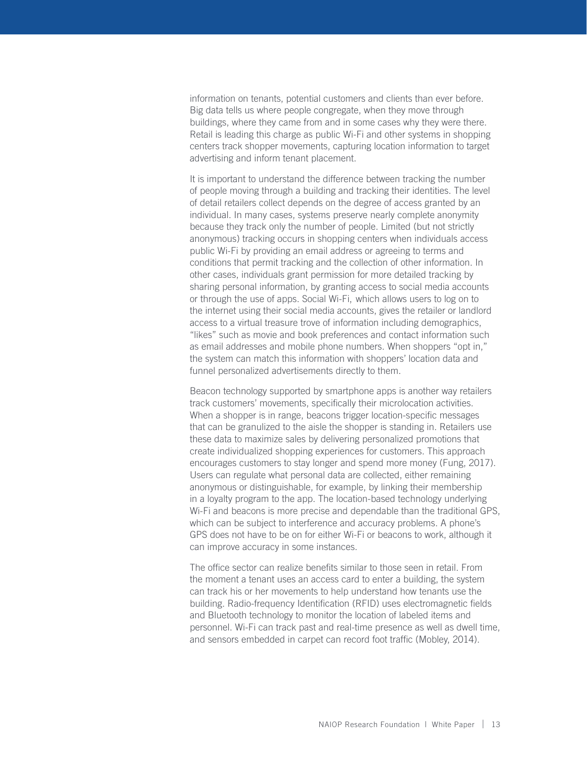information on tenants, potential customers and clients than ever before. Big data tells us where people congregate, when they move through buildings, where they came from and in some cases why they were there. Retail is leading this charge as public Wi-Fi and other systems in shopping centers track shopper movements, capturing location information to target advertising and inform tenant placement.

It is important to understand the difference between tracking the number of people moving through a building and tracking their identities. The level of detail retailers collect depends on the degree of access granted by an individual. In many cases, systems preserve nearly complete anonymity because they track only the number of people. Limited (but not strictly anonymous) tracking occurs in shopping centers when individuals access public Wi-Fi by providing an email address or agreeing to terms and conditions that permit tracking and the collection of other information. In other cases, individuals grant permission for more detailed tracking by sharing personal information, by granting access to social media accounts or through the use of apps. Social Wi-Fi, which allows users to log on to the internet using their social media accounts, gives the retailer or landlord access to a virtual treasure trove of information including demographics, "likes" such as movie and book preferences and contact information such as email addresses and mobile phone numbers. When shoppers "opt in," the system can match this information with shoppers' location data and funnel personalized advertisements directly to them.

Beacon technology supported by smartphone apps is another way retailers track customers' movements, specifically their microlocation activities. When a shopper is in range, beacons trigger location-specific messages that can be granulized to the aisle the shopper is standing in. Retailers use these data to maximize sales by delivering personalized promotions that create individualized shopping experiences for customers. This approach encourages customers to stay longer and spend more money (Fung, 2017). Users can regulate what personal data are collected, either remaining anonymous or distinguishable, for example, by linking their membership in a loyalty program to the app. The location-based technology underlying Wi-Fi and beacons is more precise and dependable than the traditional GPS, which can be subject to interference and accuracy problems. A phone's GPS does not have to be on for either Wi-Fi or beacons to work, although it can improve accuracy in some instances.

The office sector can realize benefits similar to those seen in retail. From the moment a tenant uses an access card to enter a building, the system can track his or her movements to help understand how tenants use the building. Radio-frequency Identification (RFID) uses electromagnetic fields and Bluetooth technology to monitor the location of labeled items and personnel. Wi-Fi can track past and real-time presence as well as dwell time, and sensors embedded in carpet can record foot traffic (Mobley, 2014).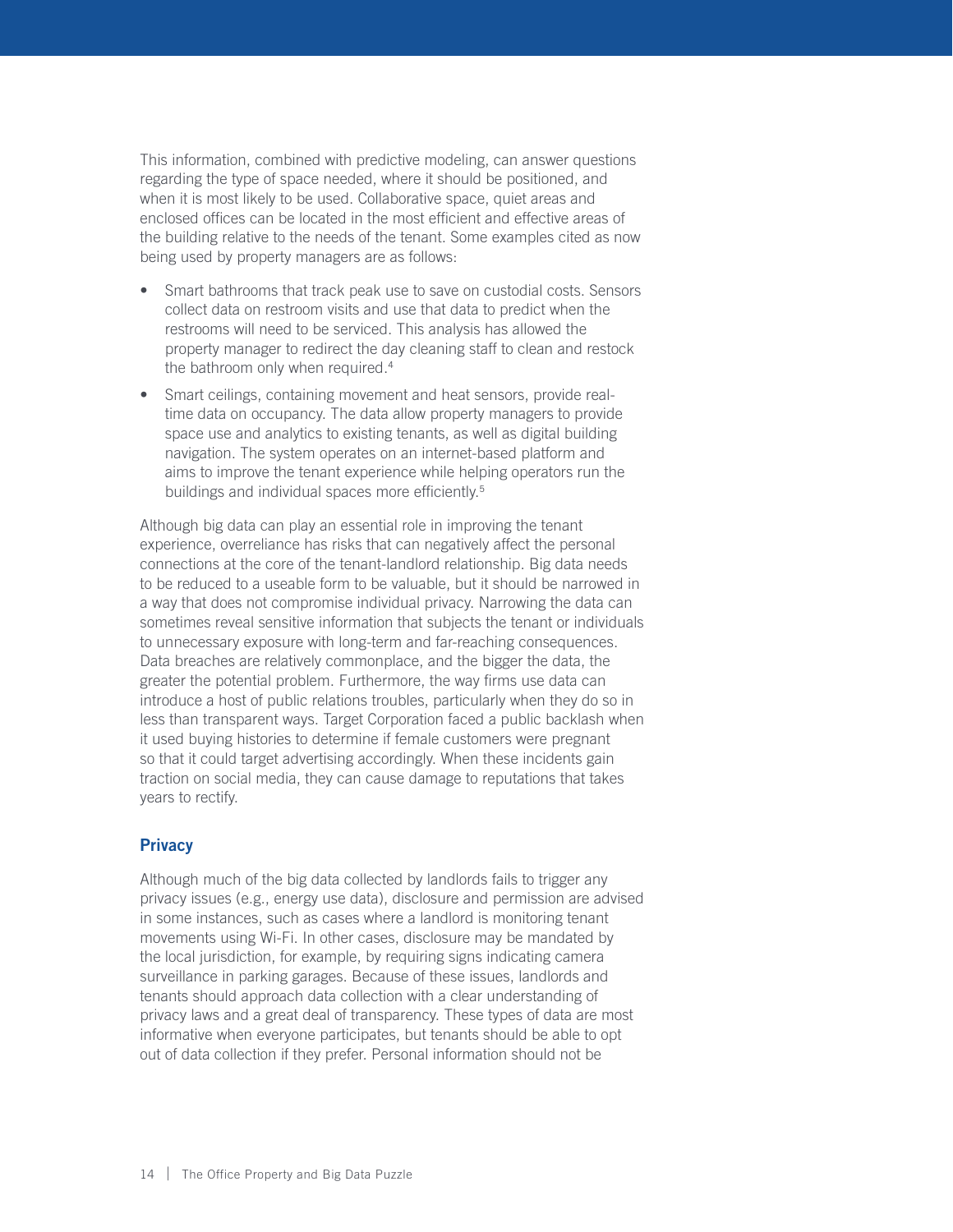This information, combined with predictive modeling, can answer questions regarding the type of space needed, where it should be positioned, and when it is most likely to be used. Collaborative space, quiet areas and enclosed offices can be located in the most efficient and effective areas of the building relative to the needs of the tenant. Some examples cited as now being used by property managers are as follows:

- Smart bathrooms that track peak use to save on custodial costs. Sensors collect data on restroom visits and use that data to predict when the restrooms will need to be serviced. This analysis has allowed the property manager to redirect the day cleaning staff to clean and restock the bathroom only when required.[4]
- Smart ceilings, containing movement and heat sensors, provide real-time data on occupancy. The data allow property managers to provide space use and analytics to existing tenants, as well as digital building navigation. The system operates on an internet-based platform and aims to improve the tenant experience while helping operators run the buildings and individual spaces more efficiently.[5]

Although big data can play an essential role in improving the tenant experience, overreliance has risks that can negatively affect the personal connections at the core of the tenant-landlord relationship. Big data needs to be reduced to a useable form to be valuable, but it should be narrowed in a way that does not compromise individual privacy. Narrowing the data can sometimes reveal sensitive information that subjects the tenant or individuals to unnecessary exposure with long-term and far-reaching consequences. Data breaches are relatively commonplace, and the bigger the data, the greater the potential problem. Furthermore, the way firms use data can introduce a host of public relations troubles, particularly when they do so in less than transparent ways. Target Corporation faced a public backlash when it used buying histories to determine if female customers were pregnant so that it could target advertising accordingly. When these incidents gain traction on social media, they can cause damage to reputations that takes years to rectify.

## Privacy

Although much of the big data collected by landlords fails to trigger any privacy issues (e.g., energy use data), disclosure and permission are advised in some instances, such as cases where a landlord is monitoring tenant movements using Wi-Fi. In other cases, disclosure may be mandated by the local jurisdiction, for example, by requiring signs indicating camera surveillance in parking garages. Because of these issues, landlords and tenants should approach data collection with a clear understanding of privacy laws and a great deal of transparency. These types of data are most informative when everyone participates, but tenants should be able to opt out of data collection if they prefer. Personal information should not be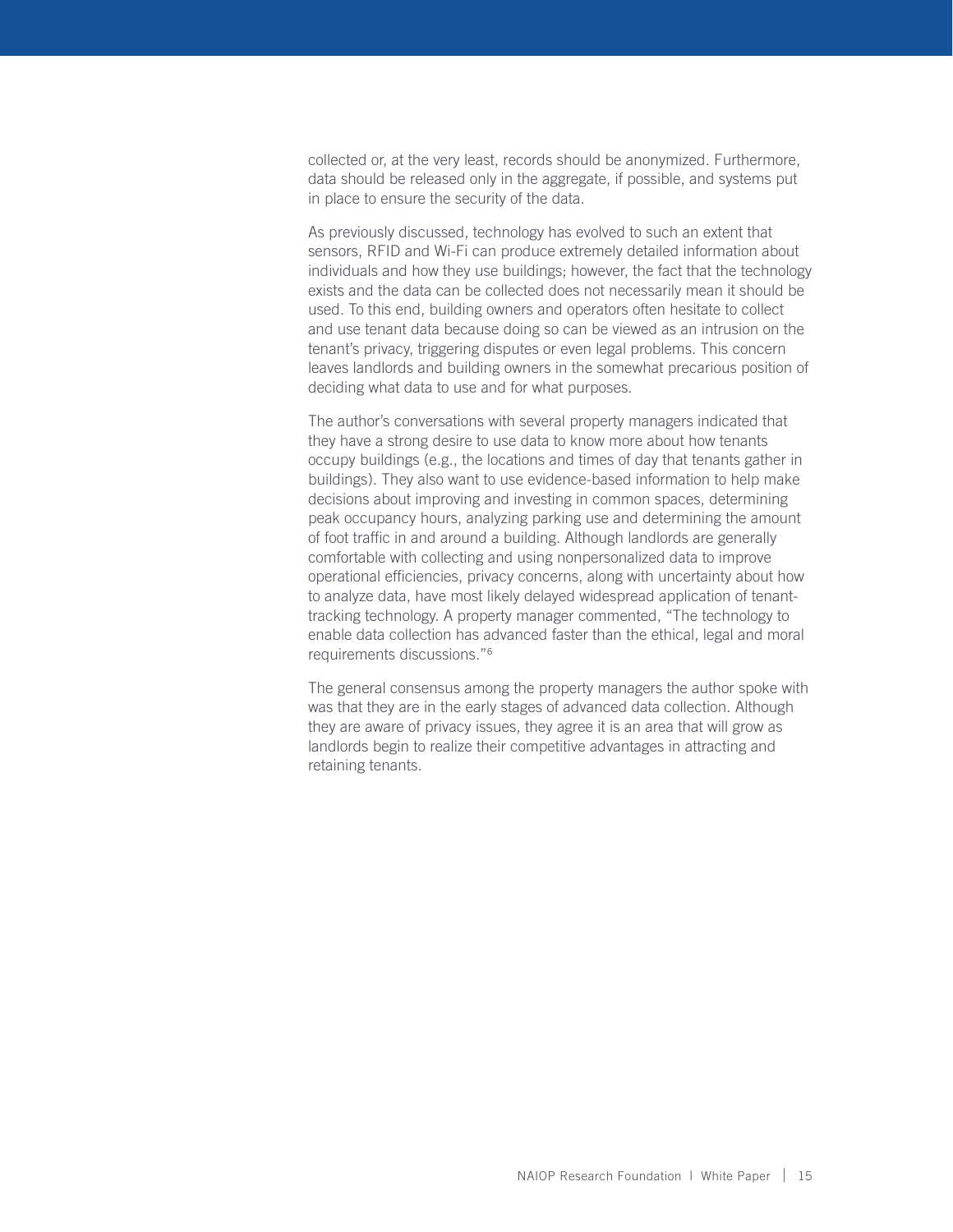collected or, at the very least, records should be anonymized. Furthermore, data should be released only in the aggregate, if possible, and systems put in place to ensure the security of the data.

As previously discussed, technology has evolved to such an extent that sensors, RFID and Wi-Fi can produce extremely detailed information about individuals and how they use buildings; however, the fact that the technology exists and the data can be collected does not necessarily mean it should be used. To this end, building owners and operators often hesitate to collect and use tenant data because doing so can be viewed as an intrusion on the tenant's privacy, triggering disputes or even legal problems. This concern leaves landlords and building owners in the somewhat precarious position of deciding what data to use and for what purposes.

The author's conversations with several property managers indicated that they have a strong desire to use data to know more about how tenants occupy buildings (e.g., the locations and times of day that tenants gather in buildings). They also want to use evidence-based information to help make decisions about improving and investing in common spaces, determining peak occupancy hours, analyzing parking use and determining the amount of foot traffic in and around a building. Although landlords are generally comfortable with collecting and using nonpersonalized data to improve operational efficiencies, privacy concerns, along with uncertainty about how to analyze data, have most likely delayed widespread application of tenant-tracking technology. A property manager commented, "The technology to enable data collection has advanced faster than the ethical, legal and moral requirements discussions."[6]

The general consensus among the property managers the author spoke with was that they are in the early stages of advanced data collection. Although they are aware of privacy issues, they agree it is an area that will grow as landlords begin to realize their competitive advantages in attracting and retaining tenants.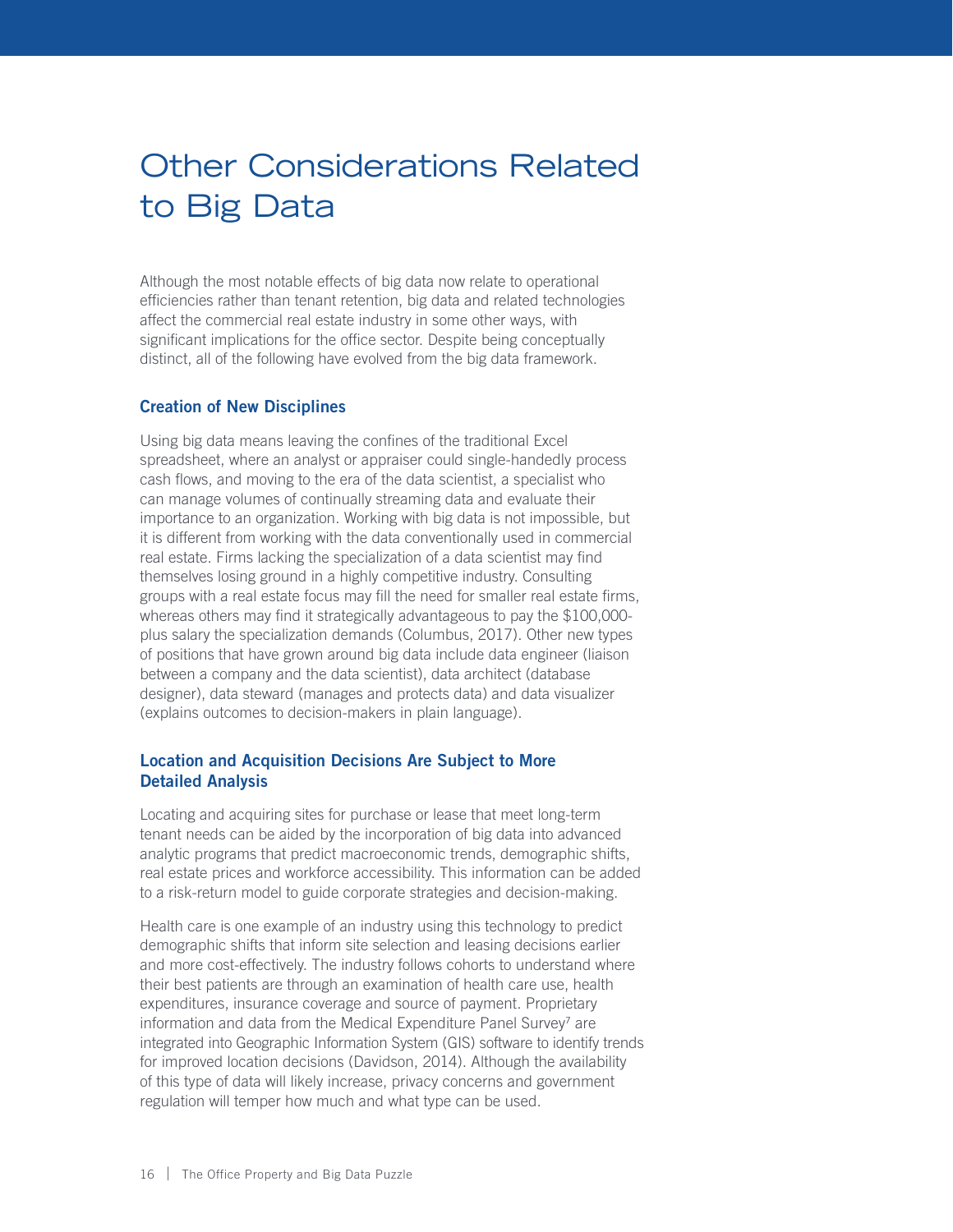# Other Considerations Related to Big Data

Although the most notable effects of big data now relate to operational efficiencies rather than tenant retention, big data and related technologies affect the commercial real estate industry in some other ways, with significant implications for the office sector. Despite being conceptually distinct, all of the following have evolved from the big data framework.

### Creation of New Disciplines

Using big data means leaving the confines of the traditional Excel spreadsheet, where an analyst or appraiser could single-handedly process cash flows, and moving to the era of the data scientist, a specialist who can manage volumes of continually streaming data and evaluate their importance to an organization. Working with big data is not impossible, but it is different from working with the data conventionally used in commercial real estate. Firms lacking the specialization of a data scientist may find themselves losing ground in a highly competitive industry. Consulting groups with a real estate focus may fill the need for smaller real estate firms, whereas others may find it strategically advantageous to pay the $100,000-plus salary the specialization demands (Columbus, 2017). Other new types of positions that have grown around big data include data engineer (liaison between a company and the data scientist), data architect (database designer), data steward (manages and protects data) and data visualizer (explains outcomes to decision-makers in plain language).

### Location and Acquisition Decisions Are Subject to More Detailed Analysis

Locating and acquiring sites for purchase or lease that meet long-term tenant needs can be aided by the incorporation of big data into advanced analytic programs that predict macroeconomic trends, demographic shifts, real estate prices and workforce accessibility. This information can be added to a risk-return model to guide corporate strategies and decision-making.

Health care is one example of an industry using this technology to predict demographic shifts that inform site selection and leasing decisions earlier and more cost-effectively. The industry follows cohorts to understand where their best patients are through an examination of health care use, health expenditures, insurance coverage and source of payment. Proprietary information and data from the Medical Expenditure Panel Survey[7] are integrated into Geographic Information System (GIS) software to identify trends for improved location decisions (Davidson, 2014). Although the availability of this type of data will likely increase, privacy concerns and government regulation will temper how much and what type can be used.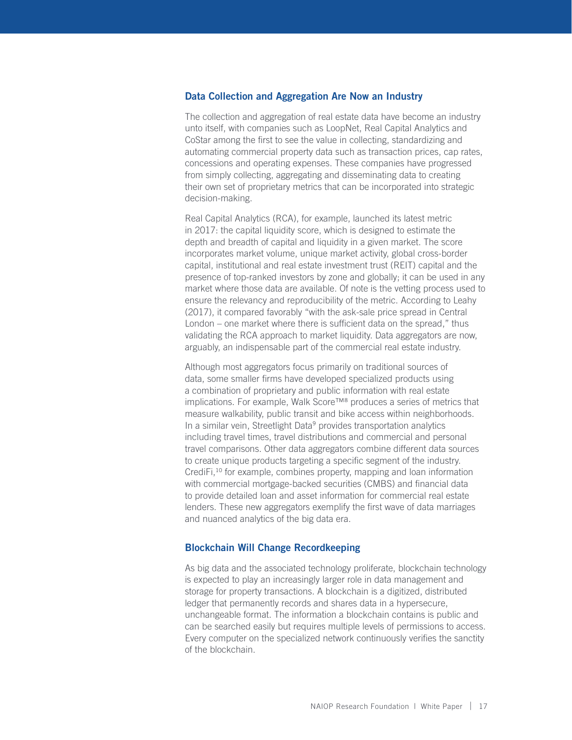## Data Collection and Aggregation Are Now an Industry

The collection and aggregation of real estate data have become an industry unto itself, with companies such as LoopNet, Real Capital Analytics and CoStar among the first to see the value in collecting, standardizing and automating commercial property data such as transaction prices, cap rates, concessions and operating expenses. These companies have progressed from simply collecting, aggregating and disseminating data to creating their own set of proprietary metrics that can be incorporated into strategic decision-making.

Real Capital Analytics (RCA), for example, launched its latest metric in 2017: the capital liquidity score, which is designed to estimate the depth and breadth of capital and liquidity in a given market. The score incorporates market volume, unique market activity, global cross-border capital, institutional and real estate investment trust (REIT) capital and the presence of top-ranked investors by zone and globally; it can be used in any market where those data are available. Of note is the vetting process used to ensure the relevancy and reproducibility of the metric. According to Leahy (2017), it compared favorably "with the ask-sale price spread in Central London – one market where there is sufficient data on the spread," thus validating the RCA approach to market liquidity. Data aggregators are now, arguably, an indispensable part of the commercial real estate industry.

Although most aggregators focus primarily on traditional sources of data, some smaller firms have developed specialized products using a combination of proprietary and public information with real estate implications. For example, Walk Score™[8] produces a series of metrics that measure walkability, public transit and bike access within neighborhoods. In a similar vein, Streetlight Data[9] provides transportation analytics including travel times, travel distributions and commercial and personal travel comparisons. Other data aggregators combine different data sources to create unique products targeting a specific segment of the industry. CrediFi,[10] for example, combines property, mapping and loan information with commercial mortgage-backed securities (CMBS) and financial data to provide detailed loan and asset information for commercial real estate lenders. These new aggregators exemplify the first wave of data marriages and nuanced analytics of the big data era.

## Blockchain Will Change Recordkeeping

As big data and the associated technology proliferate, blockchain technology is expected to play an increasingly larger role in data management and storage for property transactions. A blockchain is a digitized, distributed ledger that permanently records and shares data in a hypersecure, unchangeable format. The information a blockchain contains is public and can be searched easily but requires multiple levels of permissions to access. Every computer on the specialized network continuously verifies the sanctity of the blockchain.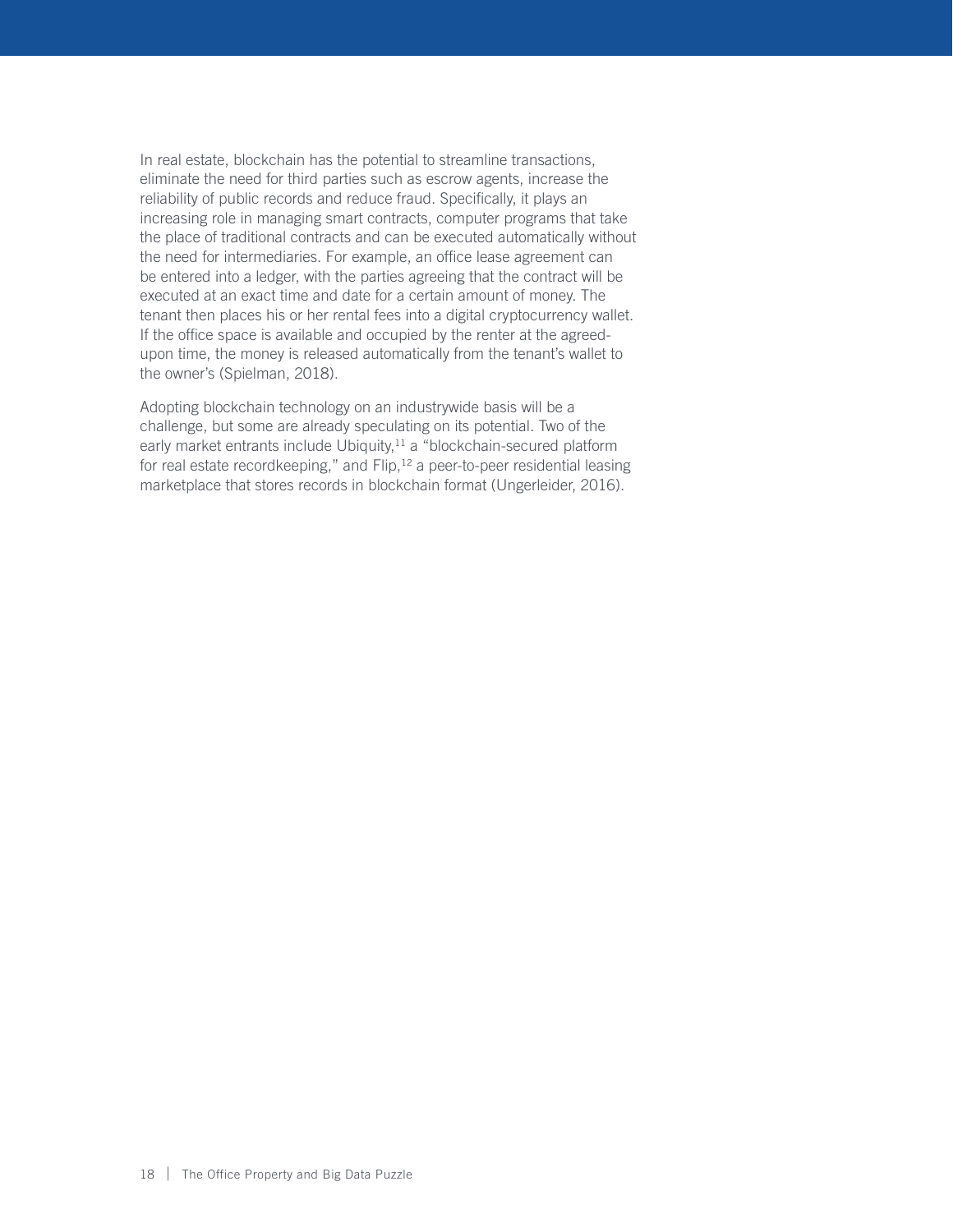In real estate, blockchain has the potential to streamline transactions, eliminate the need for third parties such as escrow agents, increase the reliability of public records and reduce fraud. Specifically, it plays an increasing role in managing smart contracts, computer programs that take the place of traditional contracts and can be executed automatically without the need for intermediaries. For example, an office lease agreement can be entered into a ledger, with the parties agreeing that the contract will be executed at an exact time and date for a certain amount of money. The tenant then places his or her rental fees into a digital cryptocurrency wallet. If the office space is available and occupied by the renter at the agreed-upon time, the money is released automatically from the tenant's wallet to the owner's (Spielman, 2018).

Adopting blockchain technology on an industrywide basis will be a challenge, but some are already speculating on its potential. Two of the early market entrants include Ubiquity,[11] a "blockchain-secured platform for real estate recordkeeping," and Flip,[12] a peer-to-peer residential leasing marketplace that stores records in blockchain format (Ungerleider, 2016).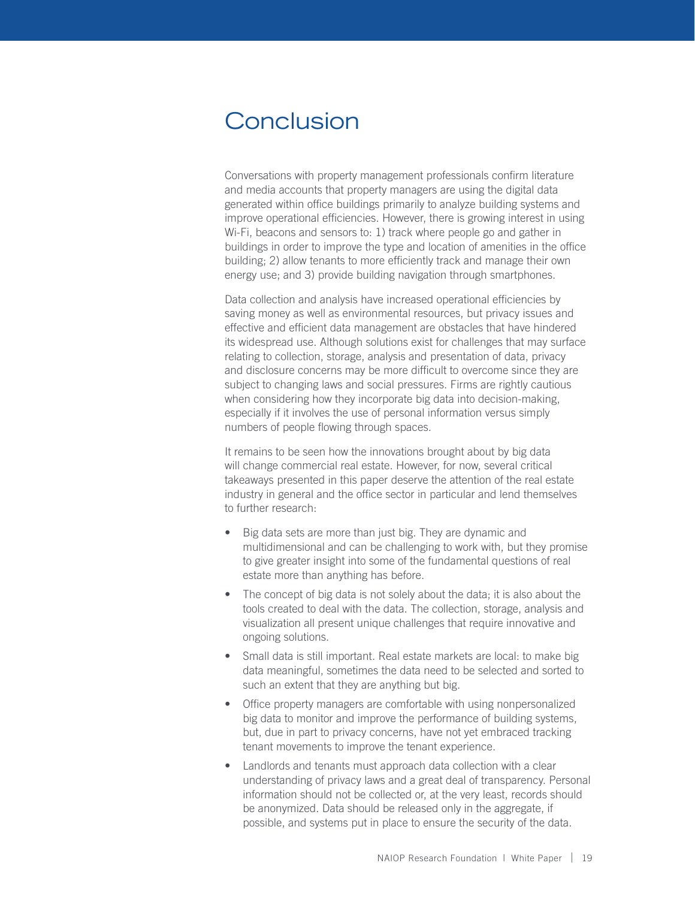# Conclusion

Conversations with property management professionals confirm literature and media accounts that property managers are using the digital data generated within office buildings primarily to analyze building systems and improve operational efficiencies. However, there is growing interest in using Wi-Fi, beacons and sensors to: 1) track where people go and gather in buildings in order to improve the type and location of amenities in the office building; 2) allow tenants to more efficiently track and manage their own energy use; and 3) provide building navigation through smartphones.

Data collection and analysis have increased operational efficiencies by saving money as well as environmental resources, but privacy issues and effective and efficient data management are obstacles that have hindered its widespread use. Although solutions exist for challenges that may surface relating to collection, storage, analysis and presentation of data, privacy and disclosure concerns may be more difficult to overcome since they are subject to changing laws and social pressures. Firms are rightly cautious when considering how they incorporate big data into decision-making, especially if it involves the use of personal information versus simply numbers of people flowing through spaces.

It remains to be seen how the innovations brought about by big data will change commercial real estate. However, for now, several critical takeaways presented in this paper deserve the attention of the real estate industry in general and the office sector in particular and lend themselves to further research:

- Big data sets are more than just big. They are dynamic and multidimensional and can be challenging to work with, but they promise to give greater insight into some of the fundamental questions of real estate more than anything has before.
- The concept of big data is not solely about the data; it is also about the tools created to deal with the data. The collection, storage, analysis and visualization all present unique challenges that require innovative and ongoing solutions.
- Small data is still important. Real estate markets are local: to make big data meaningful, sometimes the data need to be selected and sorted to such an extent that they are anything but big.
- Office property managers are comfortable with using nonpersonalized big data to monitor and improve the performance of building systems, but, due in part to privacy concerns, have not yet embraced tracking tenant movements to improve the tenant experience.
- Landlords and tenants must approach data collection with a clear understanding of privacy laws and a great deal of transparency. Personal information should not be collected or, at the very least, records should be anonymized. Data should be released only in the aggregate, if possible, and systems put in place to ensure the security of the data.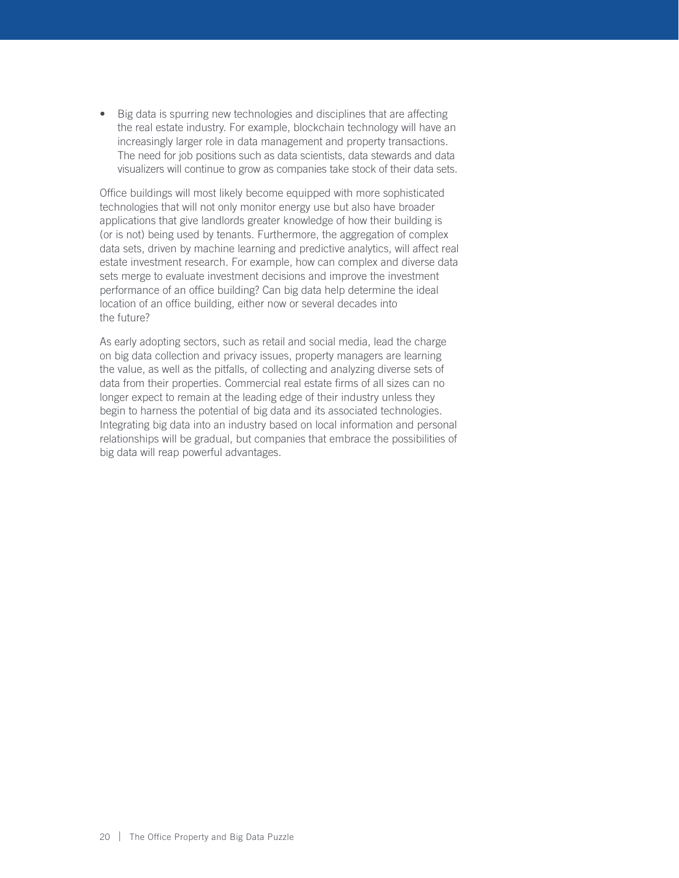- Big data is spurring new technologies and disciplines that are affecting the real estate industry. For example, blockchain technology will have an increasingly larger role in data management and property transactions. The need for job positions such as data scientists, data stewards and data visualizers will continue to grow as companies take stock of their data sets.

Office buildings will most likely become equipped with more sophisticated technologies that will not only monitor energy use but also have broader applications that give landlords greater knowledge of how their building is (or is not) being used by tenants. Furthermore, the aggregation of complex data sets, driven by machine learning and predictive analytics, will affect real estate investment research. For example, how can complex and diverse data sets merge to evaluate investment decisions and improve the investment performance of an office building? Can big data help determine the ideal location of an office building, either now or several decades into the future?

As early adopting sectors, such as retail and social media, lead the charge on big data collection and privacy issues, property managers are learning the value, as well as the pitfalls, of collecting and analyzing diverse sets of data from their properties. Commercial real estate firms of all sizes can no longer expect to remain at the leading edge of their industry unless they begin to harness the potential of big data and its associated technologies. Integrating big data into an industry based on local information and personal relationships will be gradual, but companies that embrace the possibilities of big data will reap powerful advantages.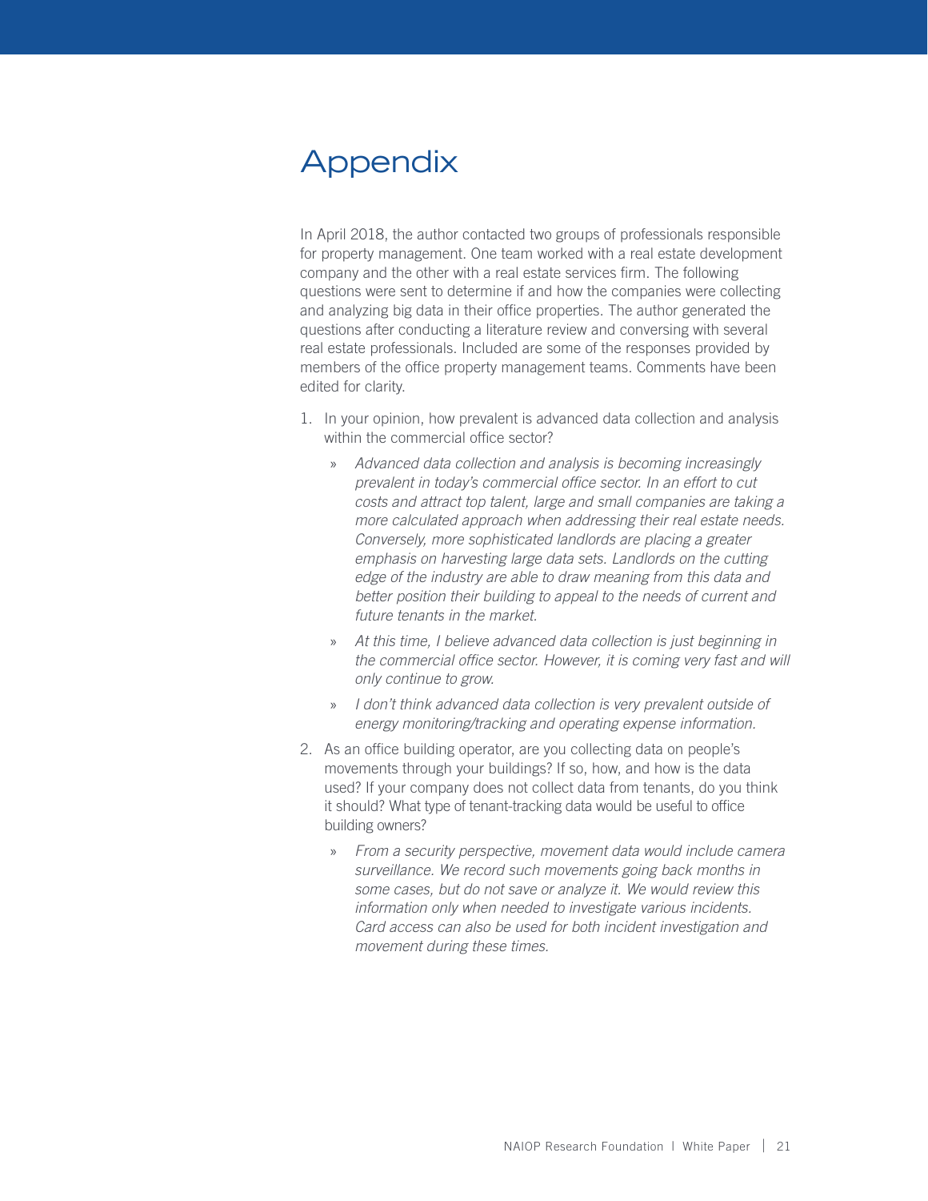# Appendix

In April 2018, the author contacted two groups of professionals responsible for property management. One team worked with a real estate development company and the other with a real estate services firm. The following questions were sent to determine if and how the companies were collecting and analyzing big data in their office properties. The author generated the questions after conducting a literature review and conversing with several real estate professionals. Included are some of the responses provided by members of the office property management teams. Comments have been edited for clarity.

1. In your opinion, how prevalent is advanced data collection and analysis within the commercial office sector?
   - *Advanced data collection and analysis is becoming increasingly prevalent in today's commercial office sector. In an effort to cut costs and attract top talent, large and small companies are taking a more calculated approach when addressing their real estate needs. Conversely, more sophisticated landlords are placing a greater emphasis on harvesting large data sets. Landlords on the cutting edge of the industry are able to draw meaning from this data and better position their building to appeal to the needs of current and future tenants in the market.*
   - *At this time, I believe advanced data collection is just beginning in the commercial office sector. However, it is coming very fast and will only continue to grow.*
   - *I don't think advanced data collection is very prevalent outside of energy monitoring/tracking and operating expense information.*
2. As an office building operator, are you collecting data on people's movements through your buildings? If so, how, and how is the data used? If your company does not collect data from tenants, do you think it should? What type of tenant-tracking data would be useful to office building owners?
   - *From a security perspective, movement data would include camera surveillance. We record such movements going back months in some cases, but do not save or analyze it. We would review this information only when needed to investigate various incidents. Card access can also be used for both incident investigation and movement during these times.*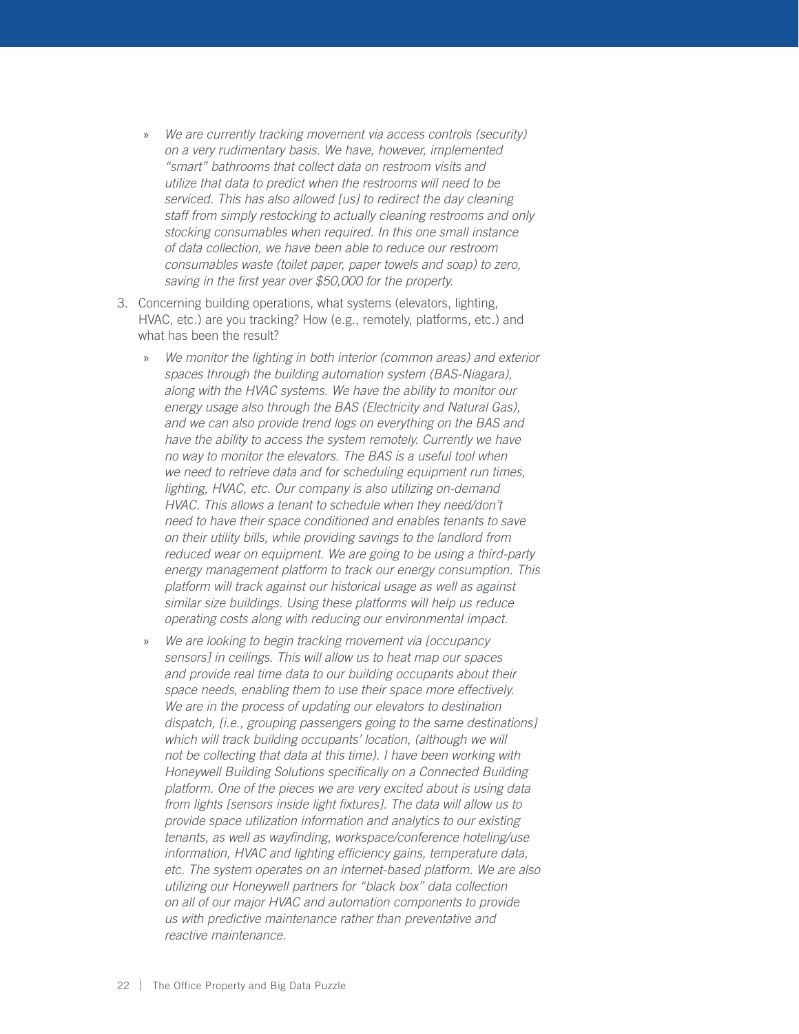- *We are currently tracking movement via access controls (security) on a very rudimentary basis. We have, however, implemented "smart" bathrooms that collect data on restroom visits and utilize that data to predict when the restrooms will need to be serviced. This has also allowed [us] to redirect the day cleaning staff from simply restocking to actually cleaning restrooms and only stocking consumables when required. In this one small instance of data collection, we have been able to reduce our restroom consumables waste (toilet paper, paper towels and soap) to zero, saving in the first year over $50,000 for the property.*

3. Concerning building operations, what systems (elevators, lighting, HVAC, etc.) are you tracking? How (e.g., remotely, platforms, etc.) and what has been the result?

   - *We monitor the lighting in both interior (common areas) and exterior spaces through the building automation system (BAS-Niagara), along with the HVAC systems. We have the ability to monitor our energy usage also through the BAS (Electricity and Natural Gas), and we can also provide trend logs on everything on the BAS and have the ability to access the system remotely. Currently we have no way to monitor the elevators. The BAS is a useful tool when we need to retrieve data and for scheduling equipment run times, lighting, HVAC, etc. Our company is also utilizing on-demand HVAC. This allows a tenant to schedule when they need/don't need to have their space conditioned and enables tenants to save on their utility bills, while providing savings to the landlord from reduced wear on equipment. We are going to be using a third-party energy management platform to track our energy consumption. This platform will track against our historical usage as well as against similar size buildings. Using these platforms will help us reduce operating costs along with reducing our environmental impact.*

   - *We are looking to begin tracking movement via [occupancy sensors] in ceilings. This will allow us to heat map our spaces and provide real time data to our building occupants about their space needs, enabling them to use their space more effectively. We are in the process of updating our elevators to destination dispatch, [i.e., grouping passengers going to the same destinations] which will track building occupants' location, (although we will not be collecting that data at this time). I have been working with Honeywell Building Solutions specifically on a Connected Building platform. One of the pieces we are very excited about is using data from lights [sensors inside light fixtures]. The data will allow us to provide space utilization information and analytics to our existing tenants, as well as wayfinding, workspace/conference hoteling/use information, HVAC and lighting efficiency gains, temperature data, etc. The system operates on an internet-based platform. We are also utilizing our Honeywell partners for "black box" data collection on all of our major HVAC and automation components to provide us with predictive maintenance rather than preventative and reactive maintenance.*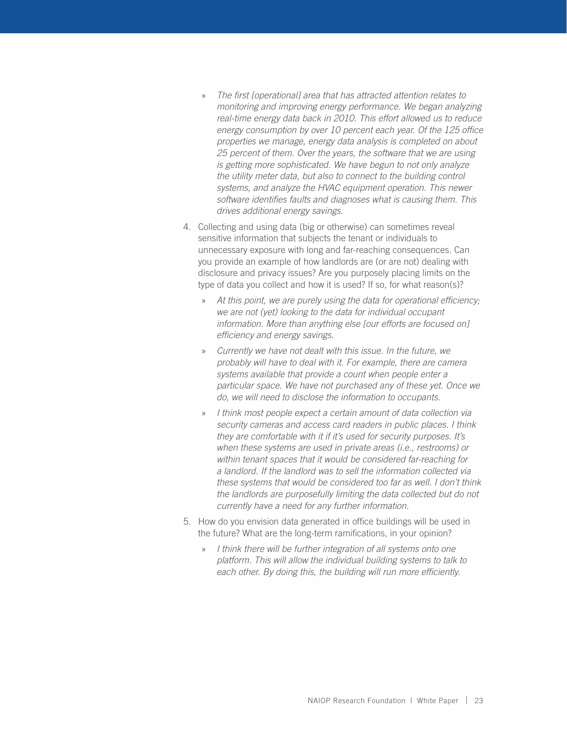- » *The first [operational] area that has attracted attention relates to monitoring and improving energy performance. We began analyzing real-time energy data back in 2010. This effort allowed us to reduce energy consumption by over 10 percent each year. Of the 125 office properties we manage, energy data analysis is completed on about 25 percent of them. Over the years, the software that we are using is getting more sophisticated. We have begun to not only analyze the utility meter data, but also to connect to the building control systems, and analyze the HVAC equipment operation. This newer software identifies faults and diagnoses what is causing them. This drives additional energy savings.*

4. Collecting and using data (big or otherwise) can sometimes reveal sensitive information that subjects the tenant or individuals to unnecessary exposure with long and far-reaching consequences. Can you provide an example of how landlords are (or are not) dealing with disclosure and privacy issues? Are you purposely placing limits on the type of data you collect and how it is used? If so, for what reason(s)?

   - » *At this point, we are purely using the data for operational efficiency; we are not (yet) looking to the data for individual occupant information. More than anything else [our efforts are focused on] efficiency and energy savings.*
   - » *Currently we have not dealt with this issue. In the future, we probably will have to deal with it. For example, there are camera systems available that provide a count when people enter a particular space. We have not purchased any of these yet. Once we do, we will need to disclose the information to occupants.*
   - » *I think most people expect a certain amount of data collection via security cameras and access card readers in public places. I think they are comfortable with it if it's used for security purposes. It's when these systems are used in private areas (i.e., restrooms) or within tenant spaces that it would be considered far-reaching for a landlord. If the landlord was to sell the information collected via these systems that would be considered too far as well. I don't think the landlords are purposefully limiting the data collected but do not currently have a need for any further information.*

5. How do you envision data generated in office buildings will be used in the future? What are the long-term ramifications, in your opinion?

   - » *I think there will be further integration of all systems onto one platform. This will allow the individual building systems to talk to each other. By doing this, the building will run more efficiently.*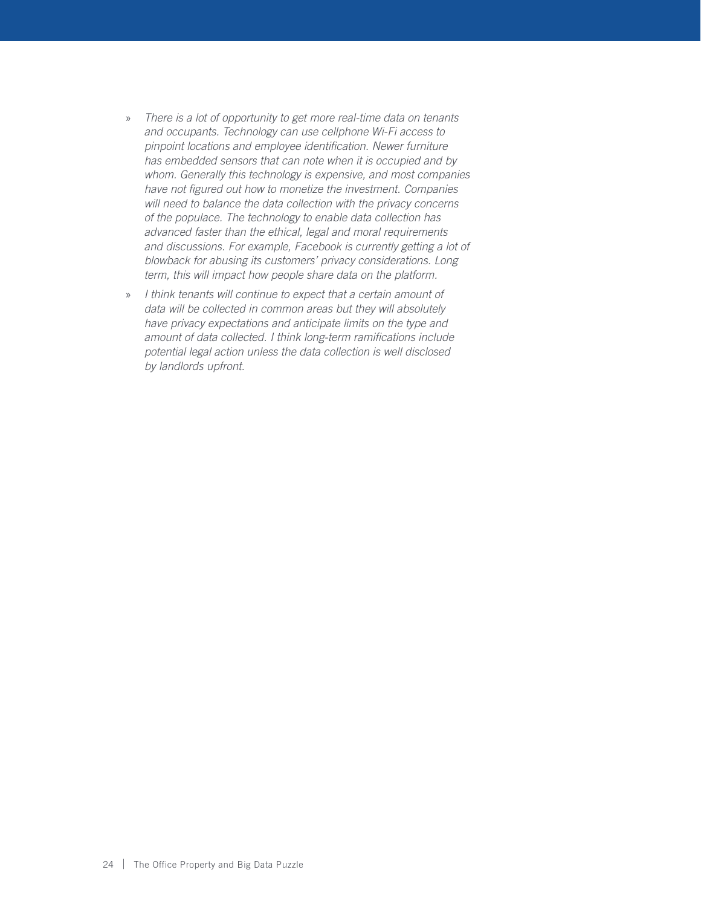- *There is a lot of opportunity to get more real-time data on tenants and occupants. Technology can use cellphone Wi-Fi access to pinpoint locations and employee identification. Newer furniture has embedded sensors that can note when it is occupied and by whom. Generally this technology is expensive, and most companies have not figured out how to monetize the investment. Companies will need to balance the data collection with the privacy concerns of the populace. The technology to enable data collection has advanced faster than the ethical, legal and moral requirements and discussions. For example, Facebook is currently getting a lot of blowback for abusing its customers' privacy considerations. Long term, this will impact how people share data on the platform.*
- *I think tenants will continue to expect that a certain amount of data will be collected in common areas but they will absolutely have privacy expectations and anticipate limits on the type and amount of data collected. I think long-term ramifications include potential legal action unless the data collection is well disclosed by landlords upfront.*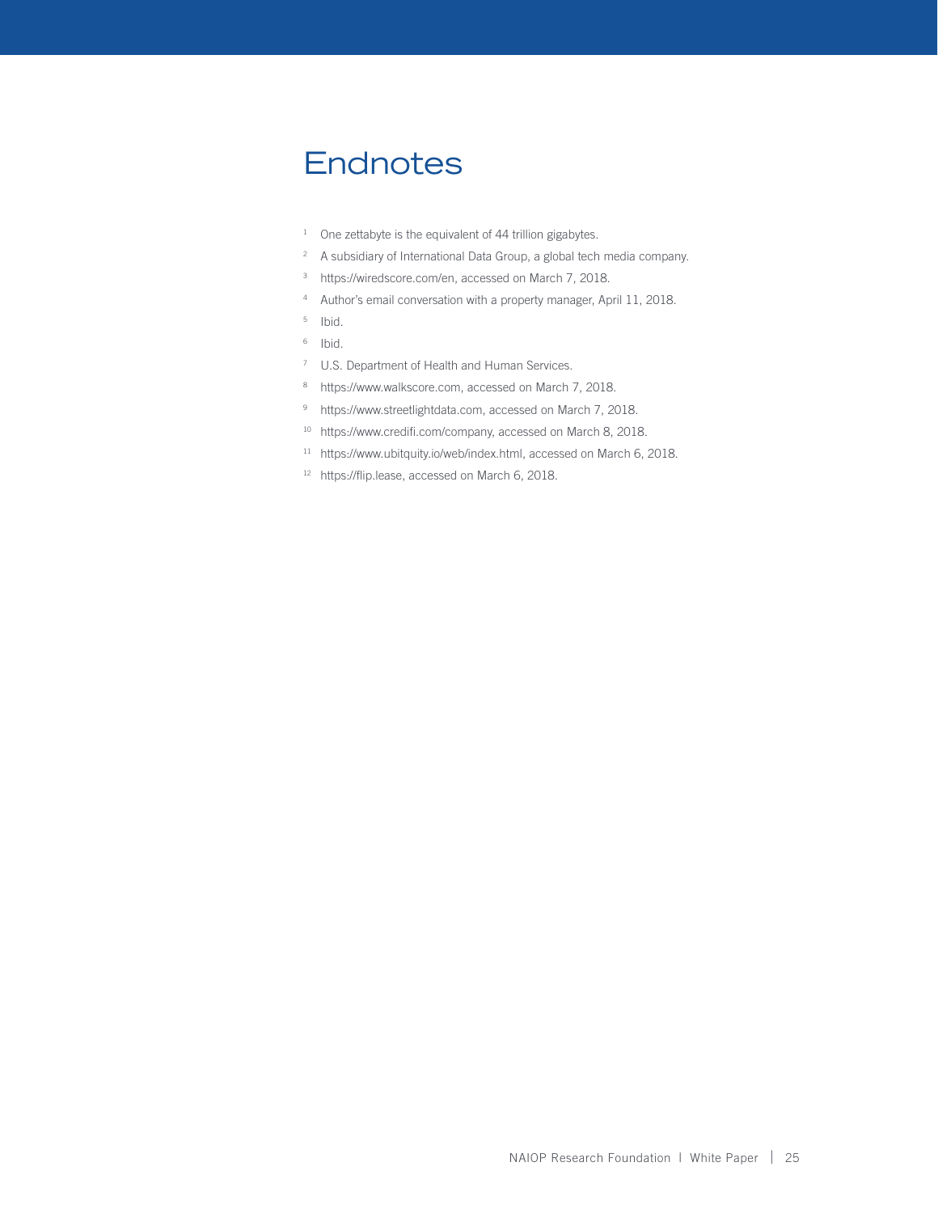# Endnotes

[1] One zettabyte is the equivalent of 44 trillion gigabytes.

[2] A subsidiary of International Data Group, a global tech media company.

[3] https://wiredscore.com/en, accessed on March 7, 2018.

[4] Author's email conversation with a property manager, April 11, 2018.

[5] Ibid.

[6] Ibid.

[7] U.S. Department of Health and Human Services.

[8] https://www.walkscore.com, accessed on March 7, 2018.

[9] https://www.streetlightdata.com, accessed on March 7, 2018.

[10] https://www.credifi.com/company, accessed on March 8, 2018.

[11] https://www.ubitquity.io/web/index.html, accessed on March 6, 2018.

[12] https://flip.lease, accessed on March 6, 2018.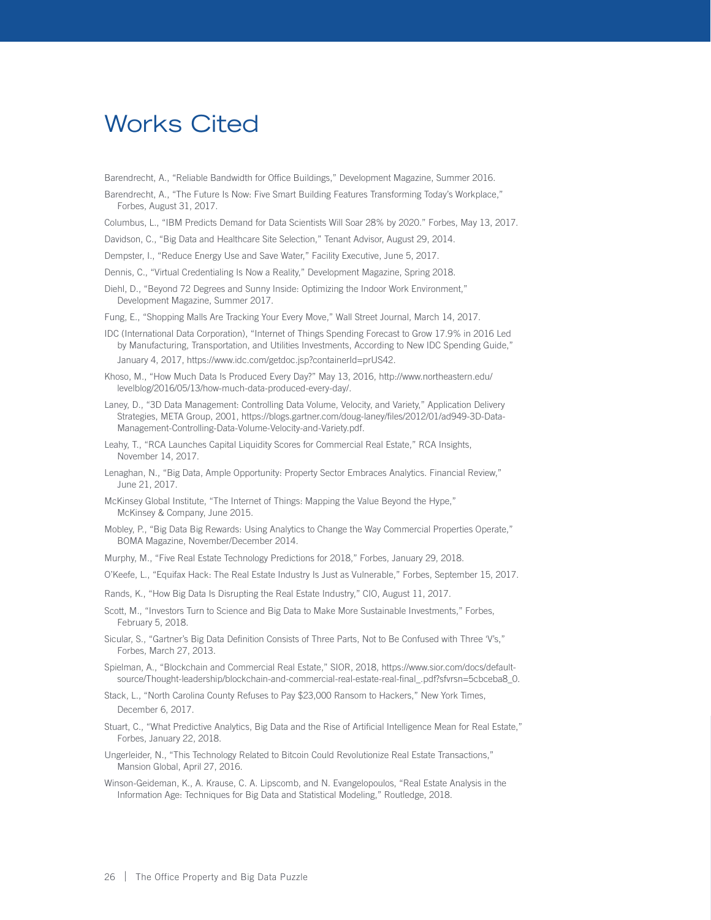# Works Cited

Barendrecht, A., "Reliable Bandwidth for Office Buildings," Development Magazine, Summer 2016.

Barendrecht, A., "The Future Is Now: Five Smart Building Features Transforming Today's Workplace," Forbes, August 31, 2017.

Columbus, L., "IBM Predicts Demand for Data Scientists Will Soar 28% by 2020." Forbes, May 13, 2017.

Davidson, C., "Big Data and Healthcare Site Selection," Tenant Advisor, August 29, 2014.

Dempster, I., "Reduce Energy Use and Save Water," Facility Executive, June 5, 2017.

Dennis, C., "Virtual Credentialing Is Now a Reality," Development Magazine, Spring 2018.

Diehl, D., "Beyond 72 Degrees and Sunny Inside: Optimizing the Indoor Work Environment," Development Magazine, Summer 2017.

Fung, E., "Shopping Malls Are Tracking Your Every Move," Wall Street Journal, March 14, 2017.

IDC (International Data Corporation), "Internet of Things Spending Forecast to Grow 17.9% in 2016 Led by Manufacturing, Transportation, and Utilities Investments, According to New IDC Spending Guide," January 4, 2017, https://www.idc.com/getdoc.jsp?containerId=prUS42.

Khoso, M., "How Much Data Is Produced Every Day?" May 13, 2016, http://www.northeastern.edu/levelblog/2016/05/13/how-much-data-produced-every-day/.

Laney, D., "3D Data Management: Controlling Data Volume, Velocity, and Variety," Application Delivery Strategies, META Group, 2001, https://blogs.gartner.com/doug-laney/files/2012/01/ad949-3D-Data-Management-Controlling-Data-Volume-Velocity-and-Variety.pdf.

Leahy, T., "RCA Launches Capital Liquidity Scores for Commercial Real Estate," RCA Insights, November 14, 2017.

Lenaghan, N., "Big Data, Ample Opportunity: Property Sector Embraces Analytics. Financial Review," June 21, 2017.

McKinsey Global Institute, "The Internet of Things: Mapping the Value Beyond the Hype," McKinsey & Company, June 2015.

Mobley, P., "Big Data Big Rewards: Using Analytics to Change the Way Commercial Properties Operate," BOMA Magazine, November/December 2014.

Murphy, M., "Five Real Estate Technology Predictions for 2018," Forbes, January 29, 2018.

O'Keefe, L., "Equifax Hack: The Real Estate Industry Is Just as Vulnerable," Forbes, September 15, 2017.

Rands, K., "How Big Data Is Disrupting the Real Estate Industry," CIO, August 11, 2017.

Scott, M., "Investors Turn to Science and Big Data to Make More Sustainable Investments," Forbes, February 5, 2018.

Sicular, S., "Gartner's Big Data Definition Consists of Three Parts, Not to Be Confused with Three 'V's," Forbes, March 27, 2013.

Spielman, A., "Blockchain and Commercial Real Estate," SIOR, 2018, https://www.sior.com/docs/default-source/Thought-leadership/blockchain-and-commercial-real-estate-real-final_.pdf?sfvrsn=5cbceba8_0.

Stack, L., "North Carolina County Refuses to Pay $23,000 Ransom to Hackers," New York Times, December 6, 2017.

Stuart, C., "What Predictive Analytics, Big Data and the Rise of Artificial Intelligence Mean for Real Estate," Forbes, January 22, 2018.

Ungerleider, N., "This Technology Related to Bitcoin Could Revolutionize Real Estate Transactions," Mansion Global, April 27, 2016.

Winson-Geideman, K., A. Krause, C. A. Lipscomb, and N. Evangelopoulos, "Real Estate Analysis in the Information Age: Techniques for Big Data and Statistical Modeling," Routledge, 2018.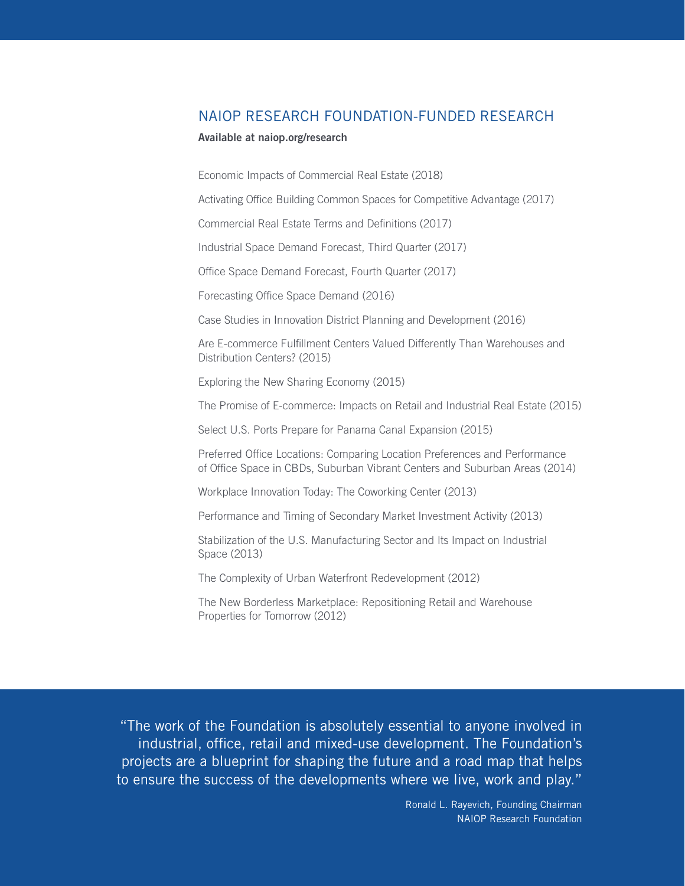## NAIOP RESEARCH FOUNDATION-FUNDED RESEARCH

**Available at naiop.org/research**

Economic Impacts of Commercial Real Estate (2018)

Activating Office Building Common Spaces for Competitive Advantage (2017)

Commercial Real Estate Terms and Definitions (2017)

Industrial Space Demand Forecast, Third Quarter (2017)

Office Space Demand Forecast, Fourth Quarter (2017)

Forecasting Office Space Demand (2016)

Case Studies in Innovation District Planning and Development (2016)

Are E-commerce Fulfillment Centers Valued Differently Than Warehouses and Distribution Centers? (2015)

Exploring the New Sharing Economy (2015)

The Promise of E-commerce: Impacts on Retail and Industrial Real Estate (2015)

Select U.S. Ports Prepare for Panama Canal Expansion (2015)

Preferred Office Locations: Comparing Location Preferences and Performance of Office Space in CBDs, Suburban Vibrant Centers and Suburban Areas (2014)

Workplace Innovation Today: The Coworking Center (2013)

Performance and Timing of Secondary Market Investment Activity (2013)

Stabilization of the U.S. Manufacturing Sector and Its Impact on Industrial Space (2013)

The Complexity of Urban Waterfront Redevelopment (2012)

The New Borderless Marketplace: Repositioning Retail and Warehouse Properties for Tomorrow (2012)

"The work of the Foundation is absolutely essential to anyone involved in industrial, office, retail and mixed-use development. The Foundation's projects are a blueprint for shaping the future and a road map that helps to ensure the success of the developments where we live, work and play."

Ronald L. Rayevich, Founding Chairman
NAIOP Research Foundation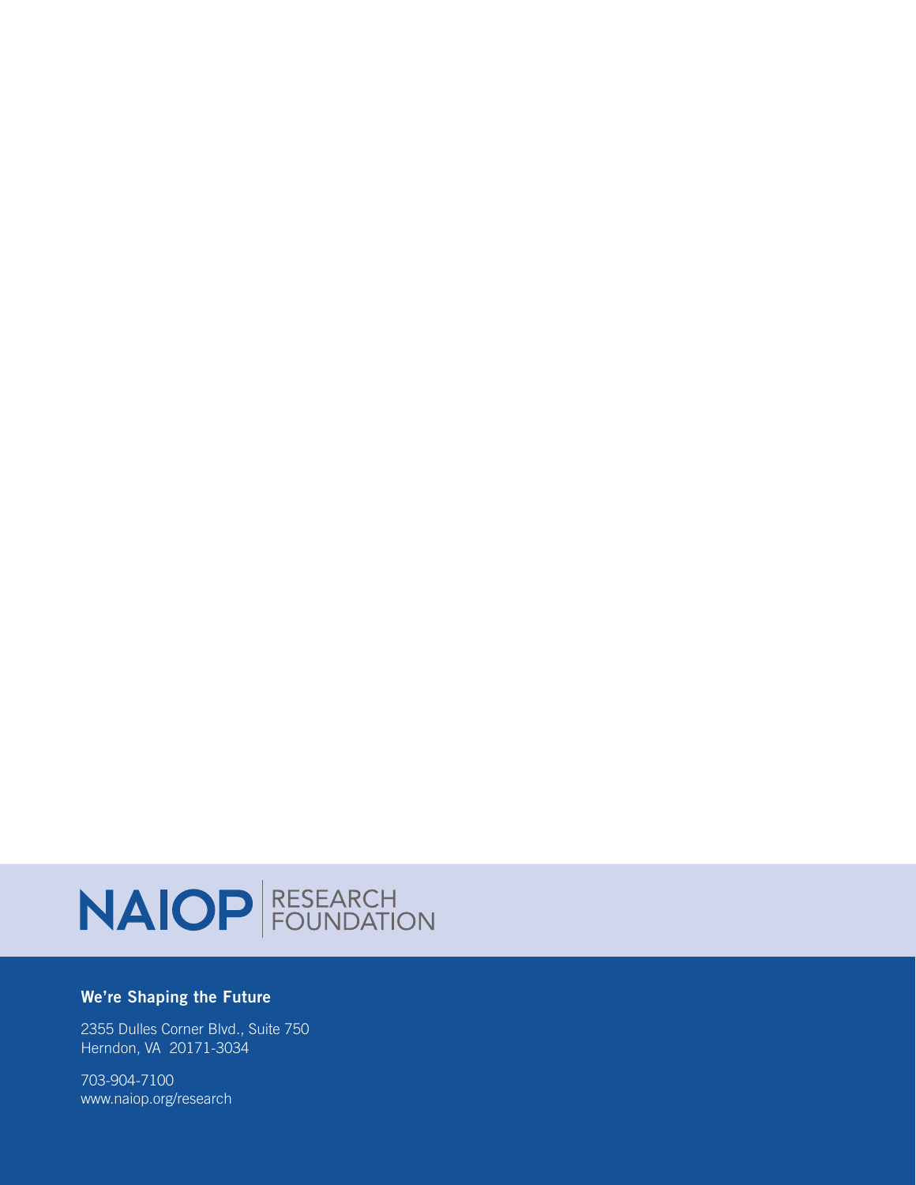NAIOP RESEARCH FOUNDATION

**We're Shaping the Future**

2355 Dulles Corner Blvd., Suite 750
Herndon, VA 20171-3034

703-904-7100
www.naiop.org/research